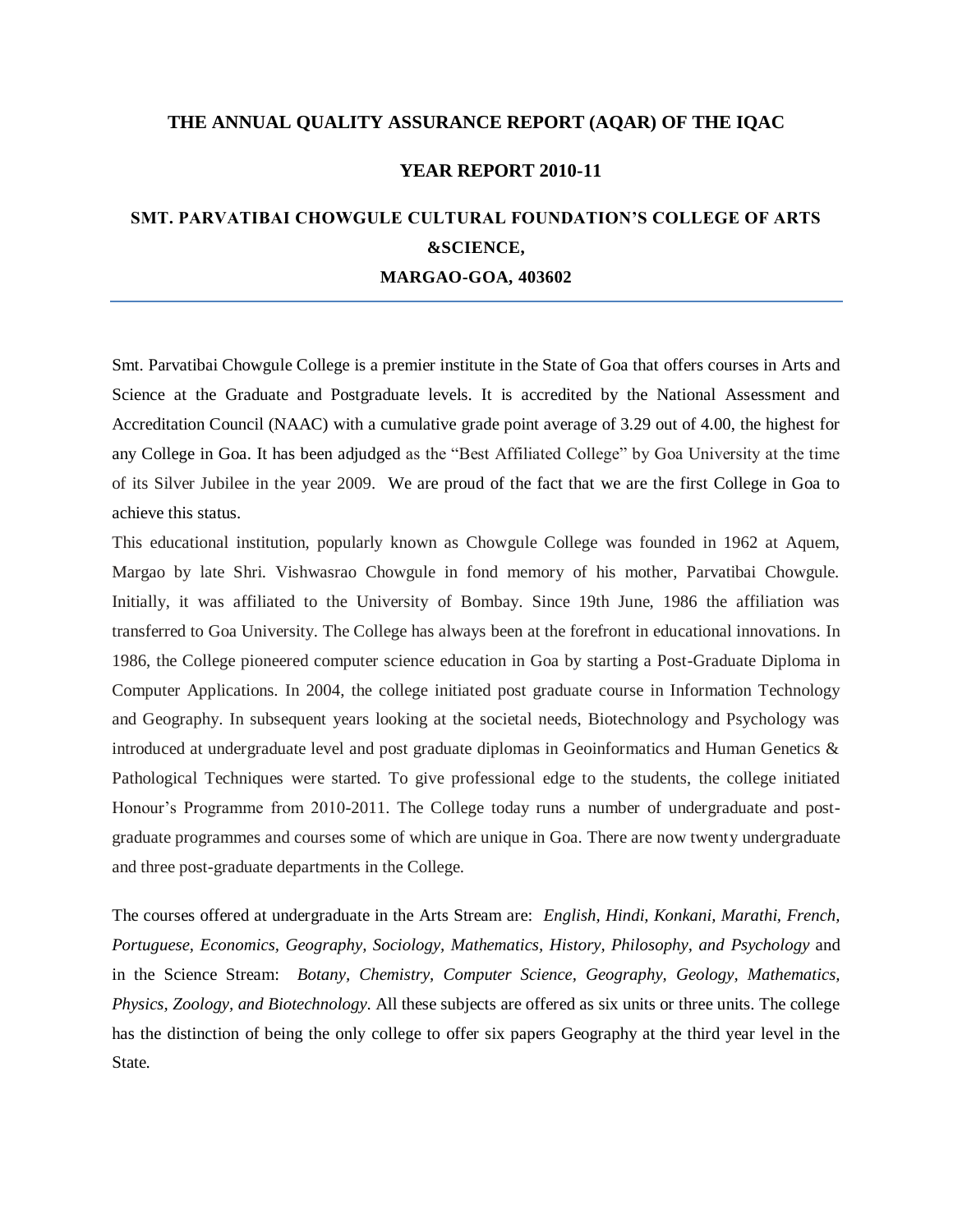# THE ANNUAL QUALITY ASSURANCE REPORT (AQAR) OF THE IQAC

## YEAR REPORT 2010-11

## SMT. PARVATIBAI CHOWGULE CULTURAL FOUNDATION'S COLLEGE OF ARTS &SCIENCE,

## MARGAO-GOA, 403602

---

Smt. Parvatibai Chowgule College is a premier institute in the State of Goa that offers courses in Arts and Science at the Graduate and Postgraduate levels. It is accredited by the National Assessment and Accreditation Council (NAAC) with a cumulative grade point average of 3.29 out of 4.00, the highest for any College in Goa. It has been adjudged as the "Best Affiliated College" by Goa University at the time of its Silver Jubilee in the year 2009. We are proud of the fact that we are the first College in Goa to achieve this status.

This educational institution, popularly known as Chowgule College was founded in 1962 at Aquem, Margao by late Shri. Vishwasrao Chowgule in fond memory of his mother, Parvatibai Chowgule. Initially, it was affiliated to the University of Bombay. Since 19th June, 1986 the affiliation was transferred to Goa University. The College has always been at the forefront in educational innovations. In 1986, the College pioneered computer science education in Goa by starting a Post-Graduate Diploma in Computer Applications. In 2004, the college initiated post graduate course in Information Technology and Geography. In subsequent years looking at the societal needs, Biotechnology and Psychology was introduced at undergraduate level and post graduate diplomas in Geoinformatics and Human Genetics & Pathological Techniques were started. To give professional edge to the students, the college initiated Honour's Programme from 2010-2011. The College today runs a number of undergraduate and post-graduate programmes and courses some of which are unique in Goa. There are now twenty undergraduate and three post-graduate departments in the College.

The courses offered at undergraduate in the Arts Stream are: *English, Hindi, Konkani, Marathi, French, Portuguese, Economics, Geography, Sociology, Mathematics, History, Philosophy, and Psychology* and in the Science Stream: *Botany, Chemistry, Computer Science, Geography, Geology, Mathematics, Physics, Zoology, and Biotechnology*. All these subjects are offered as six units or three units. The college has the distinction of being the only college to offer six papers Geography at the third year level in the State.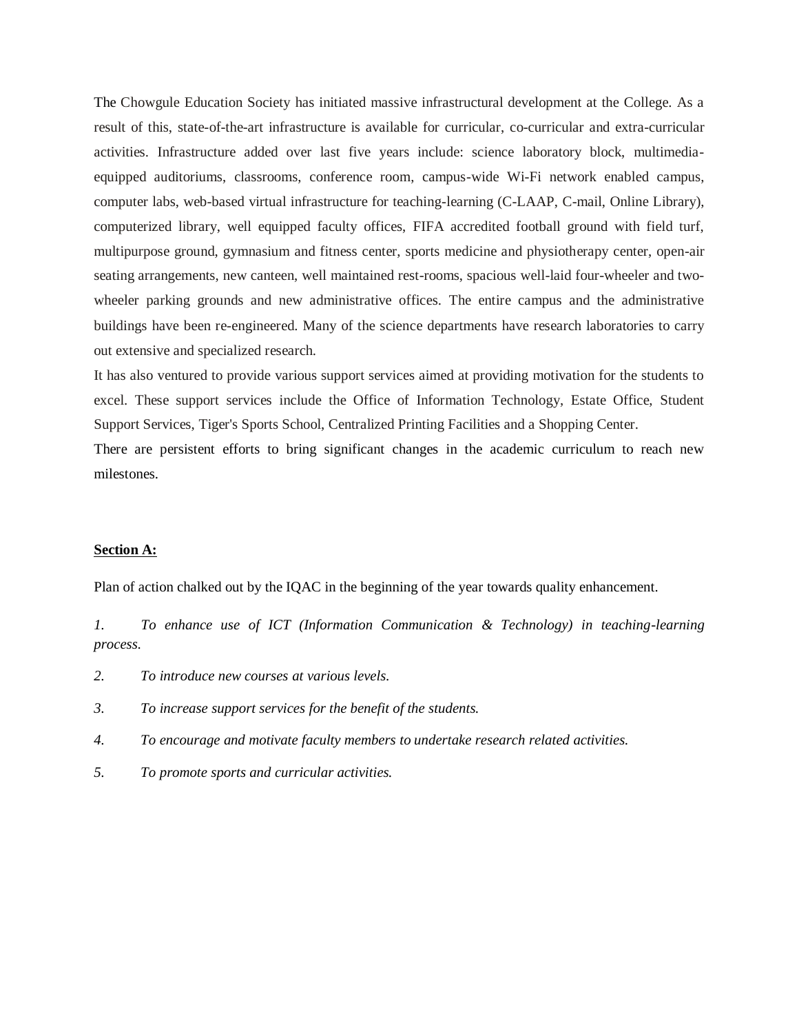The Chowgule Education Society has initiated massive infrastructural development at the College. As a result of this, state-of-the-art infrastructure is available for curricular, co-curricular and extra-curricular activities. Infrastructure added over last five years include: science laboratory block, multimedia-equipped auditoriums, classrooms, conference room, campus-wide Wi-Fi network enabled campus, computer labs, web-based virtual infrastructure for teaching-learning (C-LAAP, C-mail, Online Library), computerized library, well equipped faculty offices, FIFA accredited football ground with field turf, multipurpose ground, gymnasium and fitness center, sports medicine and physiotherapy center, open-air seating arrangements, new canteen, well maintained rest-rooms, spacious well-laid four-wheeler and two-wheeler parking grounds and new administrative offices. The entire campus and the administrative buildings have been re-engineered. Many of the science departments have research laboratories to carry out extensive and specialized research.

It has also ventured to provide various support services aimed at providing motivation for the students to excel. These support services include the Office of Information Technology, Estate Office, Student Support Services, Tiger's Sports School, Centralized Printing Facilities and a Shopping Center.

There are persistent efforts to bring significant changes in the academic curriculum to reach new milestones.

**Section A:**

Plan of action chalked out by the IQAC in the beginning of the year towards quality enhancement.

1. *To enhance use of ICT (Information Communication & Technology) in teaching-learning process.*
2. *To introduce new courses at various levels.*
3. *To increase support services for the benefit of the students.*
4. *To encourage and motivate faculty members to undertake research related activities.*
5. *To promote sports and curricular activities.*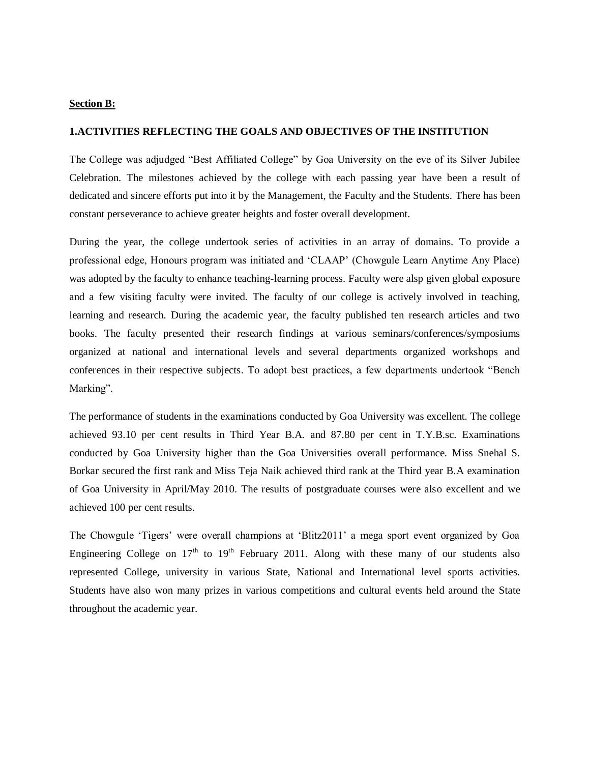**Section B:**

**1.ACTIVITIES REFLECTING THE GOALS AND OBJECTIVES OF THE INSTITUTION**

The College was adjudged "Best Affiliated College" by Goa University on the eve of its Silver Jubilee Celebration. The milestones achieved by the college with each passing year have been a result of dedicated and sincere efforts put into it by the Management, the Faculty and the Students. There has been constant perseverance to achieve greater heights and foster overall development.

During the year, the college undertook series of activities in an array of domains. To provide a professional edge, Honours program was initiated and 'CLAAP' (Chowgule Learn Anytime Any Place) was adopted by the faculty to enhance teaching-learning process. Faculty were alsp given global exposure and a few visiting faculty were invited. The faculty of our college is actively involved in teaching, learning and research. During the academic year, the faculty published ten research articles and two books. The faculty presented their research findings at various seminars/conferences/symposiums organized at national and international levels and several departments organized workshops and conferences in their respective subjects. To adopt best practices, a few departments undertook "Bench Marking".

The performance of students in the examinations conducted by Goa University was excellent. The college achieved 93.10 per cent results in Third Year B.A. and 87.80 per cent in T.Y.B.sc. Examinations conducted by Goa University higher than the Goa Universities overall performance. Miss Snehal S. Borkar secured the first rank and Miss Teja Naik achieved third rank at the Third year B.A examination of Goa University in April/May 2010. The results of postgraduate courses were also excellent and we achieved 100 per cent results.

The Chowgule 'Tigers' were overall champions at 'Blitz2011' a mega sport event organized by Goa Engineering College on 17th to 19th February 2011. Along with these many of our students also represented College, university in various State, National and International level sports activities. Students have also won many prizes in various competitions and cultural events held around the State throughout the academic year.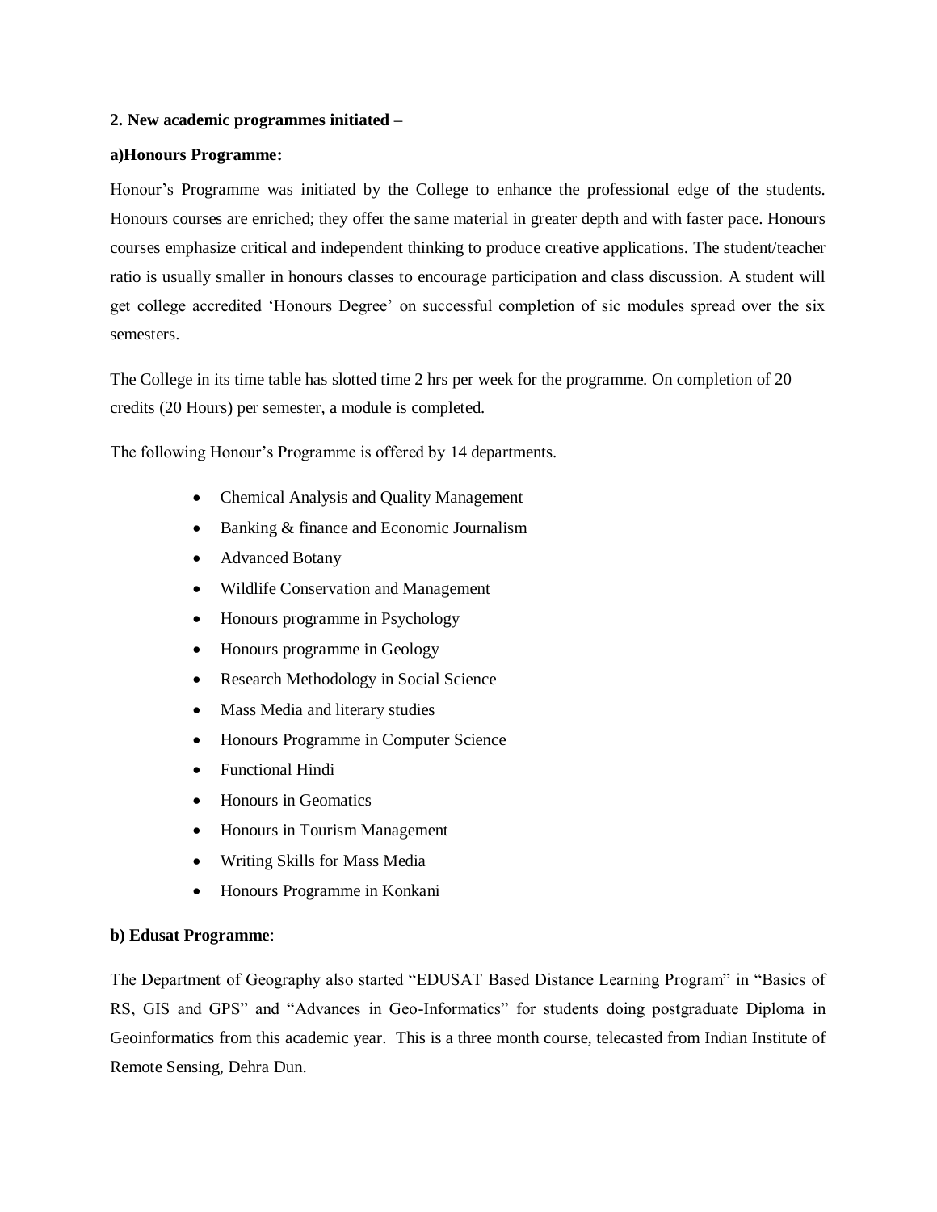**2. New academic programmes initiated –**

**a)Honours Programme:**

Honour's Programme was initiated by the College to enhance the professional edge of the students. Honours courses are enriched; they offer the same material in greater depth and with faster pace. Honours courses emphasize critical and independent thinking to produce creative applications. The student/teacher ratio is usually smaller in honours classes to encourage participation and class discussion. A student will get college accredited 'Honours Degree' on successful completion of sic modules spread over the six semesters.

The College in its time table has slotted time 2 hrs per week for the programme. On completion of 20 credits (20 Hours) per semester, a module is completed.

The following Honour's Programme is offered by 14 departments.

- Chemical Analysis and Quality Management
- Banking & finance and Economic Journalism
- Advanced Botany
- Wildlife Conservation and Management
- Honours programme in Psychology
- Honours programme in Geology
- Research Methodology in Social Science
- Mass Media and literary studies
- Honours Programme in Computer Science
- Functional Hindi
- Honours in Geomatics
- Honours in Tourism Management
- Writing Skills for Mass Media
- Honours Programme in Konkani

**b) Edusat Programme**:

The Department of Geography also started "EDUSAT Based Distance Learning Program" in "Basics of RS, GIS and GPS" and "Advances in Geo-Informatics" for students doing postgraduate Diploma in Geoinformatics from this academic year. This is a three month course, telecasted from Indian Institute of Remote Sensing, Dehra Dun.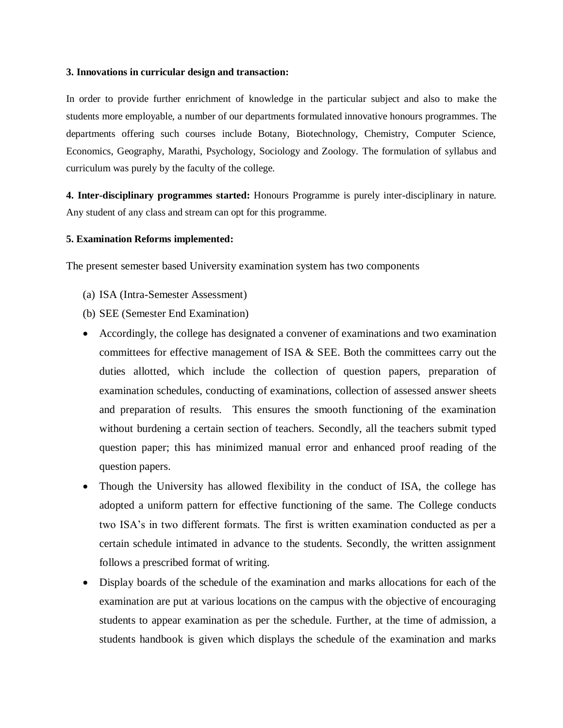**3. Innovations in curricular design and transaction:**

In order to provide further enrichment of knowledge in the particular subject and also to make the students more employable, a number of our departments formulated innovative honours programmes. The departments offering such courses include Botany, Biotechnology, Chemistry, Computer Science, Economics, Geography, Marathi, Psychology, Sociology and Zoology. The formulation of syllabus and curriculum was purely by the faculty of the college.

**4. Inter-disciplinary programmes started:** Honours Programme is purely inter-disciplinary in nature. Any student of any class and stream can opt for this programme.

**5. Examination Reforms implemented:**

The present semester based University examination system has two components

(a) ISA (Intra-Semester Assessment)
(b) SEE (Semester End Examination)

- Accordingly, the college has designated a convener of examinations and two examination committees for effective management of ISA & SEE. Both the committees carry out the duties allotted, which include the collection of question papers, preparation of examination schedules, conducting of examinations, collection of assessed answer sheets and preparation of results. This ensures the smooth functioning of the examination without burdening a certain section of teachers. Secondly, all the teachers submit typed question paper; this has minimized manual error and enhanced proof reading of the question papers.
- Though the University has allowed flexibility in the conduct of ISA, the college has adopted a uniform pattern for effective functioning of the same. The College conducts two ISA's in two different formats. The first is written examination conducted as per a certain schedule intimated in advance to the students. Secondly, the written assignment follows a prescribed format of writing.
- Display boards of the schedule of the examination and marks allocations for each of the examination are put at various locations on the campus with the objective of encouraging students to appear examination as per the schedule. Further, at the time of admission, a students handbook is given which displays the schedule of the examination and marks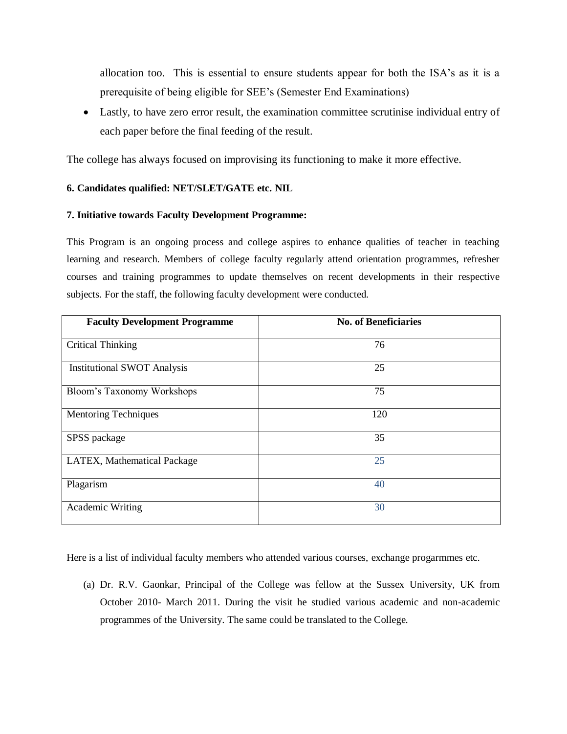allocation too. This is essential to ensure students appear for both the ISA's as it is a prerequisite of being eligible for SEE's (Semester End Examinations)

- Lastly, to have zero error result, the examination committee scrutinise individual entry of each paper before the final feeding of the result.

The college has always focused on improvising its functioning to make it more effective.

**6. Candidates qualified: NET/SLET/GATE etc. NIL**

**7. Initiative towards Faculty Development Programme:**

This Program is an ongoing process and college aspires to enhance qualities of teacher in teaching learning and research. Members of college faculty regularly attend orientation programmes, refresher courses and training programmes to update themselves on recent developments in their respective subjects. For the staff, the following faculty development were conducted.

| Faculty Development Programme | No. of Beneficiaries |
|---|---|
| Critical Thinking | 76 |
| Institutional SWOT Analysis | 25 |
| Bloom's Taxonomy Workshops | 75 |
| Mentoring Techniques | 120 |
| SPSS package | 35 |
| LATEX, Mathematical Package | 25 |
| Plagarism | 40 |
| Academic Writing | 30 |

Here is a list of individual faculty members who attended various courses, exchange progarmmes etc.

(a) Dr. R.V. Gaonkar, Principal of the College was fellow at the Sussex University, UK from October 2010- March 2011. During the visit he studied various academic and non-academic programmes of the University. The same could be translated to the College.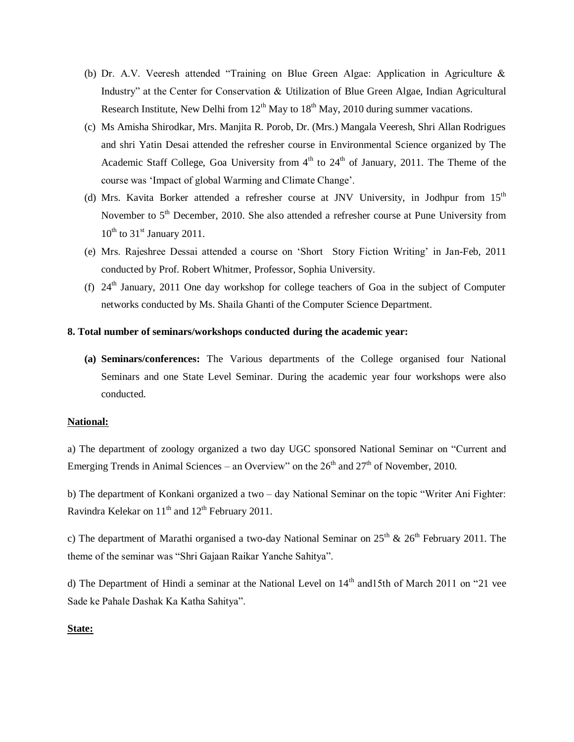(b) Dr. A.V. Veeresh attended "Training on Blue Green Algae: Application in Agriculture & Industry" at the Center for Conservation & Utilization of Blue Green Algae, Indian Agricultural Research Institute, New Delhi from 12th May to 18th May, 2010 during summer vacations.

(c) Ms Amisha Shirodkar, Mrs. Manjita R. Porob, Dr. (Mrs.) Mangala Veeresh, Shri Allan Rodrigues and shri Yatin Desai attended the refresher course in Environmental Science organized by The Academic Staff College, Goa University from 4th to 24th of January, 2011. The Theme of the course was 'Impact of global Warming and Climate Change'.

(d) Mrs. Kavita Borker attended a refresher course at JNV University, in Jodhpur from 15th November to 5th December, 2010. She also attended a refresher course at Pune University from 10th to 31st January 2011.

(e) Mrs. Rajeshree Dessai attended a course on 'Short Story Fiction Writing' in Jan-Feb, 2011 conducted by Prof. Robert Whitmer, Professor, Sophia University.

(f) 24th January, 2011 One day workshop for college teachers of Goa in the subject of Computer networks conducted by Ms. Shaila Ghanti of the Computer Science Department.

**8. Total number of seminars/workshops conducted during the academic year:**

**(a) Seminars/conferences:** The Various departments of the College organised four National Seminars and one State Level Seminar. During the academic year four workshops were also conducted.

**National:**

a) The department of zoology organized a two day UGC sponsored National Seminar on "Current and Emerging Trends in Animal Sciences – an Overview" on the 26th and 27th of November, 2010.

b) The department of Konkani organized a two – day National Seminar on the topic "Writer Ani Fighter: Ravindra Kelekar on 11th and 12th February 2011.

c) The department of Marathi organised a two-day National Seminar on 25th & 26th February 2011. The theme of the seminar was "Shri Gajaan Raikar Yanche Sahitya".

d) The Department of Hindi a seminar at the National Level on 14th and15th of March 2011 on "21 vee Sade ke Pahale Dashak Ka Katha Sahitya".

**State:**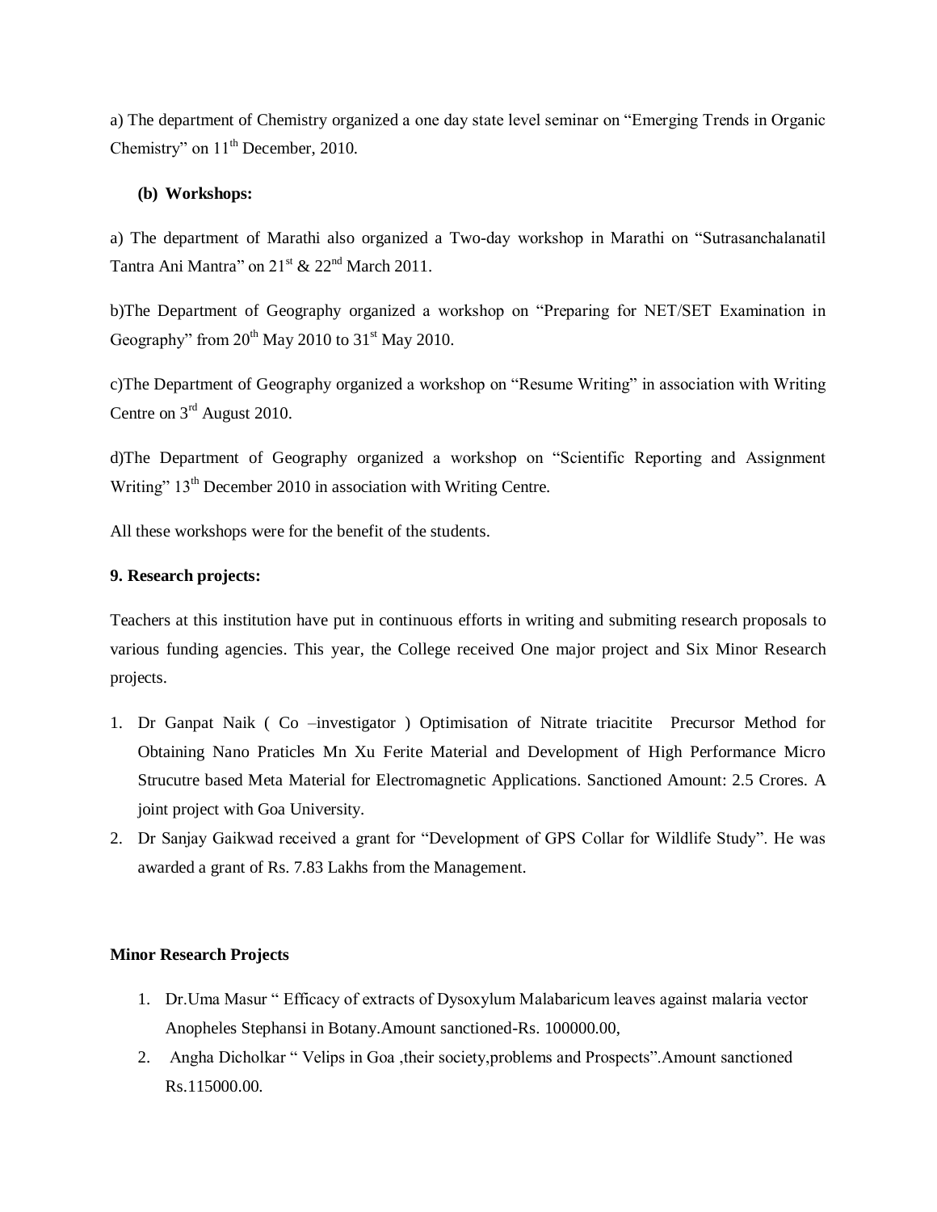a) The department of Chemistry organized a one day state level seminar on "Emerging Trends in Organic Chemistry" on 11th December, 2010.

**(b) Workshops:**

a) The department of Marathi also organized a Two-day workshop in Marathi on "Sutrasanchalanatil Tantra Ani Mantra" on 21st & 22nd March 2011.

b)The Department of Geography organized a workshop on "Preparing for NET/SET Examination in Geography" from 20th May 2010 to 31st May 2010.

c)The Department of Geography organized a workshop on "Resume Writing" in association with Writing Centre on 3rd August 2010.

d)The Department of Geography organized a workshop on "Scientific Reporting and Assignment Writing" 13th December 2010 in association with Writing Centre.

All these workshops were for the benefit of the students.

**9. Research projects:**

Teachers at this institution have put in continuous efforts in writing and submiting research proposals to various funding agencies. This year, the College received One major project and Six Minor Research projects.

1. Dr Ganpat Naik ( Co –investigator ) Optimisation of Nitrate triacitite Precursor Method for Obtaining Nano Praticles Mn Xu Ferite Material and Development of High Performance Micro Strucutre based Meta Material for Electromagnetic Applications. Sanctioned Amount: 2.5 Crores. A joint project with Goa University.
2. Dr Sanjay Gaikwad received a grant for "Development of GPS Collar for Wildlife Study". He was awarded a grant of Rs. 7.83 Lakhs from the Management.

**Minor Research Projects**

1. Dr.Uma Masur " Efficacy of extracts of Dysoxylum Malabaricum leaves against malaria vector Anopheles Stephansi in Botany.Amount sanctioned-Rs. 100000.00,
2. Angha Dicholkar " Velips in Goa ,their society,problems and Prospects".Amount sanctioned Rs.115000.00.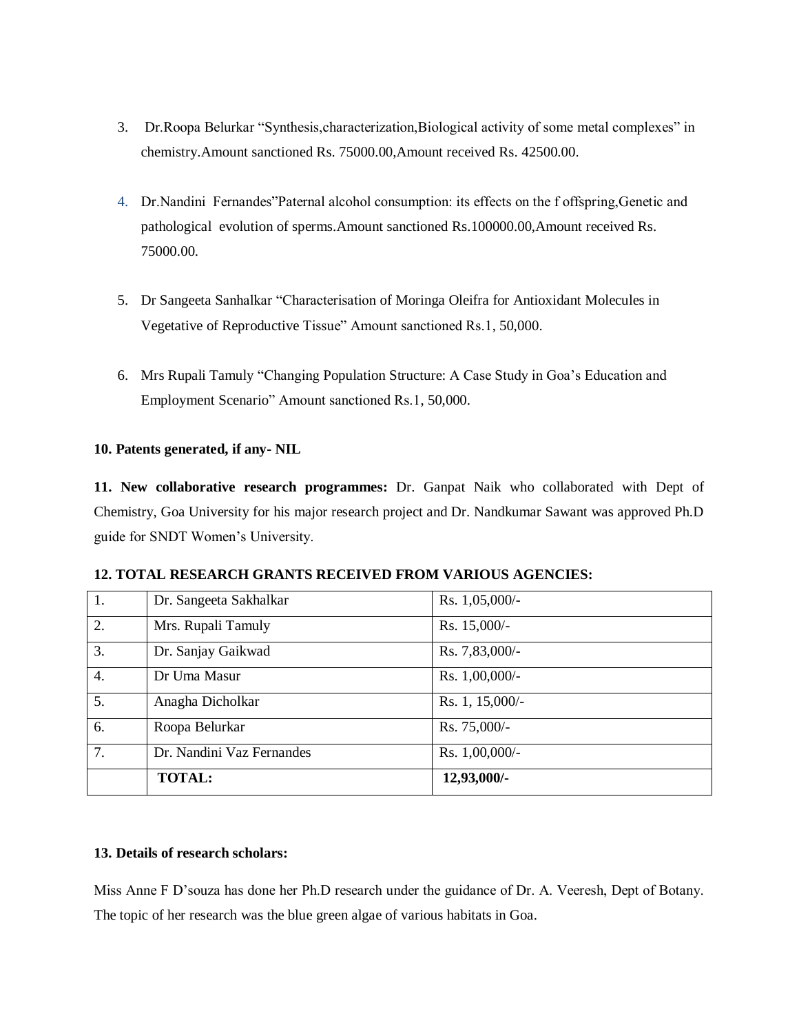3. Dr.Roopa Belurkar "Synthesis,characterization,Biological activity of some metal complexes" in chemistry.Amount sanctioned Rs. 75000.00,Amount received Rs. 42500.00.

4. Dr.Nandini Fernandes"Paternal alcohol consumption: its effects on the f offspring,Genetic and pathological evolution of sperms.Amount sanctioned Rs.100000.00,Amount received Rs. 75000.00.

5. Dr Sangeeta Sanhalkar "Characterisation of Moringa Oleifra for Antioxidant Molecules in Vegetative of Reproductive Tissue" Amount sanctioned Rs.1, 50,000.

6. Mrs Rupali Tamuly "Changing Population Structure: A Case Study in Goa's Education and Employment Scenario" Amount sanctioned Rs.1, 50,000.

**10. Patents generated, if any- NIL**

**11. New collaborative research programmes:** Dr. Ganpat Naik who collaborated with Dept of Chemistry, Goa University for his major research project and Dr. Nandkumar Sawant was approved Ph.D guide for SNDT Women's University.

**12. TOTAL RESEARCH GRANTS RECEIVED FROM VARIOUS AGENCIES:**

| | | |
|---|---|---|
| 1. | Dr. Sangeeta Sakhalkar | Rs. 1,05,000/- |
| 2. | Mrs. Rupali Tamuly | Rs. 15,000/- |
| 3. | Dr. Sanjay Gaikwad | Rs. 7,83,000/- |
| 4. | Dr Uma Masur | Rs. 1,00,000/- |
| 5. | Anagha Dicholkar | Rs. 1, 15,000/- |
| 6. | Roopa Belurkar | Rs. 75,000/- |
| 7. | Dr. Nandini Vaz Fernandes | Rs. 1,00,000/- |
| | **TOTAL:** | **12,93,000/-** |

**13. Details of research scholars:**

Miss Anne F D'souza has done her Ph.D research under the guidance of Dr. A. Veeresh, Dept of Botany. The topic of her research was the blue green algae of various habitats in Goa.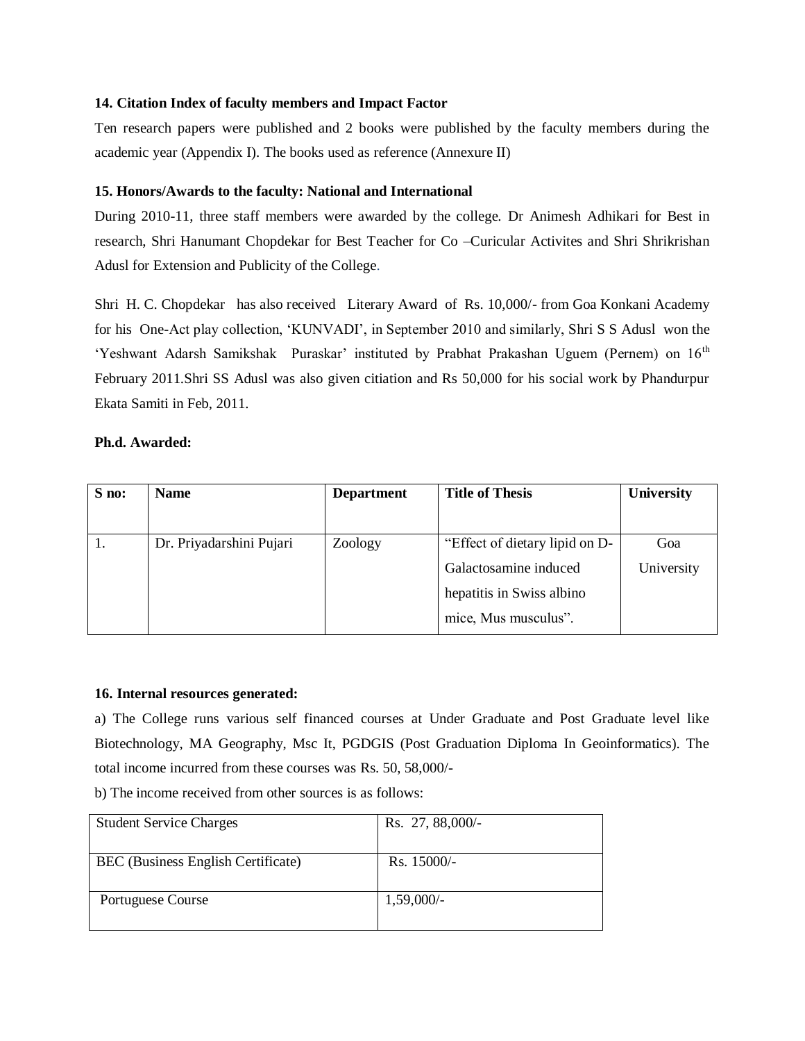**14. Citation Index of faculty members and Impact Factor**

Ten research papers were published and 2 books were published by the faculty members during the academic year (Appendix I). The books used as reference (Annexure II)

**15. Honors/Awards to the faculty: National and International**

During 2010-11, three staff members were awarded by the college. Dr Animesh Adhikari for Best in research, Shri Hanumant Chopdekar for Best Teacher for Co –Curicular Activites and Shri Shrikrishan Adusl for Extension and Publicity of the College.

Shri H. C. Chopdekar has also received Literary Award of Rs. 10,000/- from Goa Konkani Academy for his One-Act play collection, 'KUNVADI', in September 2010 and similarly, Shri S S Adusl won the 'Yeshwant Adarsh Samikshak Puraskar' instituted by Prabhat Prakashan Uguem (Pernem) on 16th February 2011.Shri SS Adusl was also given citiation and Rs 50,000 for his social work by Phandurpur Ekata Samiti in Feb, 2011.

**Ph.d. Awarded:**

| S no: | Name | Department | Title of Thesis | University |
|---|---|---|---|---|
| 1. | Dr. Priyadarshini Pujari | Zoology | "Effect of dietary lipid on D-Galactosamine induced hepatitis in Swiss albino mice, Mus musculus". | Goa University |

**16. Internal resources generated:**

a) The College runs various self financed courses at Under Graduate and Post Graduate level like Biotechnology, MA Geography, Msc It, PGDGIS (Post Graduation Diploma In Geoinformatics). The total income incurred from these courses was Rs. 50, 58,000/-

b) The income received from other sources is as follows:

| | |
|---|---|
| Student Service Charges | Rs. 27, 88,000/- |
| BEC (Business English Certificate) | Rs. 15000/- |
| Portuguese Course | 1,59,000/- |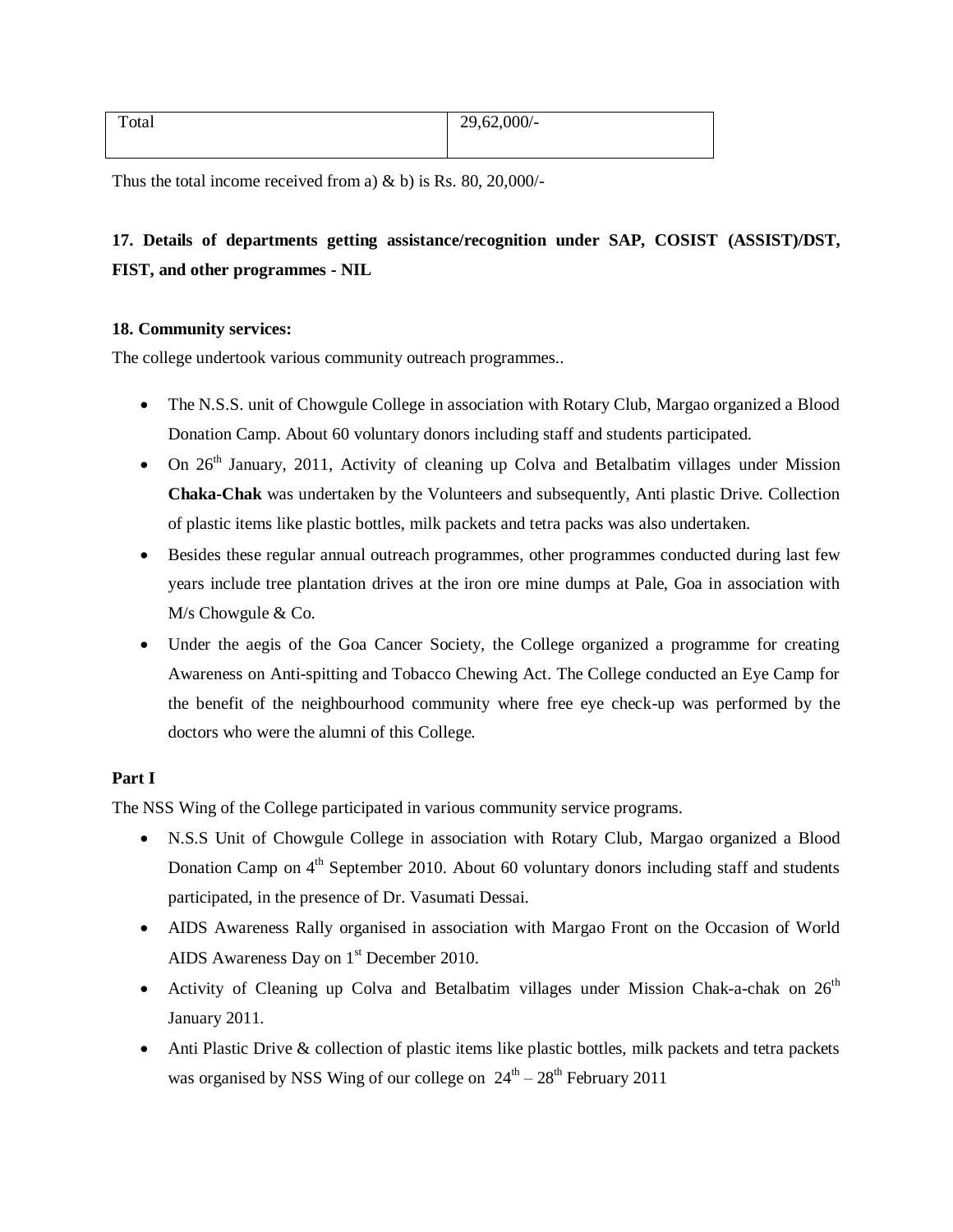| Total | 29,62,000/- |
|---|---|

Thus the total income received from a) & b) is Rs. 80, 20,000/-

**17. Details of departments getting assistance/recognition under SAP, COSIST (ASSIST)/DST, FIST, and other programmes - NIL**

**18. Community services:**

The college undertook various community outreach programmes..

- The N.S.S. unit of Chowgule College in association with Rotary Club, Margao organized a Blood Donation Camp. About 60 voluntary donors including staff and students participated.
- On 26th January, 2011, Activity of cleaning up Colva and Betalbatim villages under Mission **Chaka-Chak** was undertaken by the Volunteers and subsequently, Anti plastic Drive. Collection of plastic items like plastic bottles, milk packets and tetra packs was also undertaken.
- Besides these regular annual outreach programmes, other programmes conducted during last few years include tree plantation drives at the iron ore mine dumps at Pale, Goa in association with M/s Chowgule & Co.
- Under the aegis of the Goa Cancer Society, the College organized a programme for creating Awareness on Anti-spitting and Tobacco Chewing Act. The College conducted an Eye Camp for the benefit of the neighbourhood community where free eye check-up was performed by the doctors who were the alumni of this College.

**Part I**

The NSS Wing of the College participated in various community service programs.

- N.S.S Unit of Chowgule College in association with Rotary Club, Margao organized a Blood Donation Camp on 4th September 2010. About 60 voluntary donors including staff and students participated, in the presence of Dr. Vasumati Dessai.
- AIDS Awareness Rally organised in association with Margao Front on the Occasion of World AIDS Awareness Day on 1st December 2010.
- Activity of Cleaning up Colva and Betalbatim villages under Mission Chak-a-chak on 26th January 2011.
- Anti Plastic Drive & collection of plastic items like plastic bottles, milk packets and tetra packets was organised by NSS Wing of our college on 24th – 28th February 2011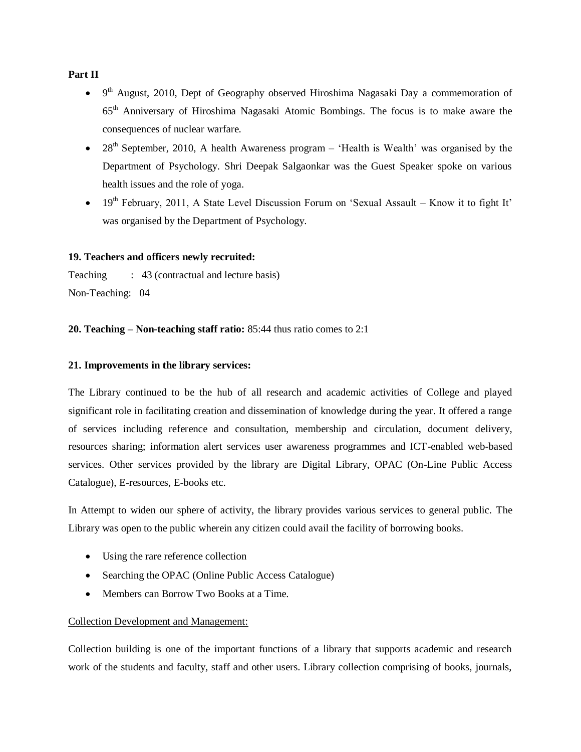**Part II**

- 9th August, 2010, Dept of Geography observed Hiroshima Nagasaki Day a commemoration of 65th Anniversary of Hiroshima Nagasaki Atomic Bombings. The focus is to make aware the consequences of nuclear warfare.
- 28th September, 2010, A health Awareness program – 'Health is Wealth' was organised by the Department of Psychology. Shri Deepak Salgaonkar was the Guest Speaker spoke on various health issues and the role of yoga.
- 19th February, 2011, A State Level Discussion Forum on 'Sexual Assault – Know it to fight It' was organised by the Department of Psychology.

**19. Teachers and officers newly recruited:**

Teaching : 43 (contractual and lecture basis)

Non-Teaching: 04

**20. Teaching – Non-teaching staff ratio:** 85:44 thus ratio comes to 2:1

**21. Improvements in the library services:**

The Library continued to be the hub of all research and academic activities of College and played significant role in facilitating creation and dissemination of knowledge during the year. It offered a range of services including reference and consultation, membership and circulation, document delivery, resources sharing; information alert services user awareness programmes and ICT-enabled web-based services. Other services provided by the library are Digital Library, OPAC (On-Line Public Access Catalogue), E-resources, E-books etc.

In Attempt to widen our sphere of activity, the library provides various services to general public. The Library was open to the public wherein any citizen could avail the facility of borrowing books.

- Using the rare reference collection
- Searching the OPAC (Online Public Access Catalogue)
- Members can Borrow Two Books at a Time.

Collection Development and Management:

Collection building is one of the important functions of a library that supports academic and research work of the students and faculty, staff and other users. Library collection comprising of books, journals,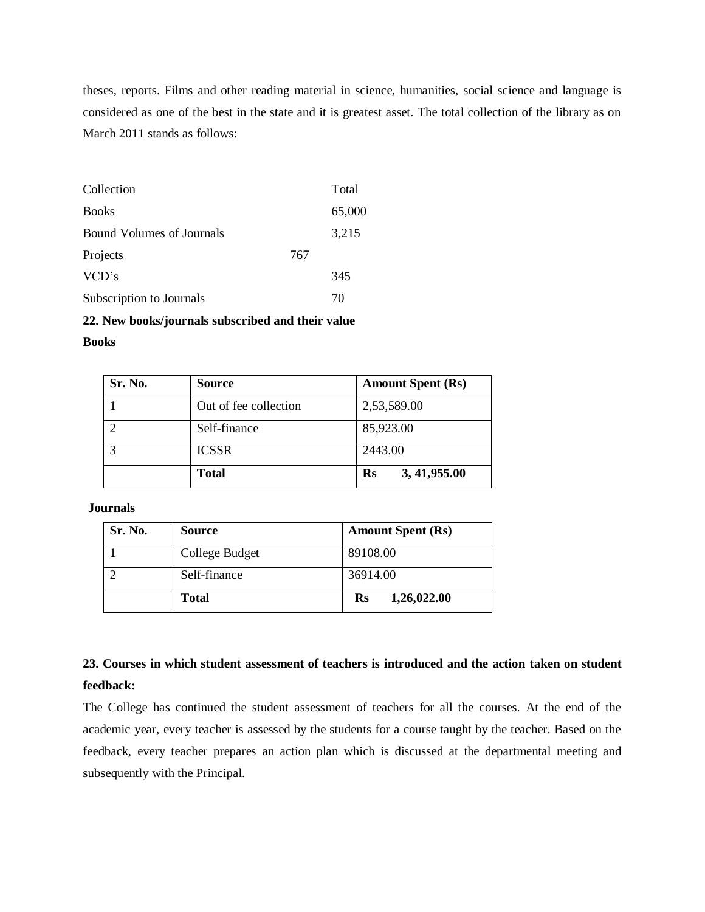theses, reports. Films and other reading material in science, humanities, social science and language is considered as one of the best in the state and it is greatest asset. The total collection of the library as on March 2011 stands as follows:

| Collection | Total |
|---|---|
| Books | 65,000 |
| Bound Volumes of Journals | 3,215 |
| Projects | 767 |
| VCD's | 345 |
| Subscription to Journals | 70 |

**22. New books/journals subscribed and their value**

**Books**

| Sr. No. | Source | Amount Spent (Rs) |
|---|---|---|
| 1 | Out of fee collection | 2,53,589.00 |
| 2 | Self-finance | 85,923.00 |
| 3 | ICSSR | 2443.00 |
| | **Total** | **Rs 3, 41,955.00** |

**Journals**

| Sr. No. | Source | Amount Spent (Rs) |
|---|---|---|
| 1 | College Budget | 89108.00 |
| 2 | Self-finance | 36914.00 |
| | **Total** | **Rs 1,26,022.00** |

**23. Courses in which student assessment of teachers is introduced and the action taken on student feedback:**

The College has continued the student assessment of teachers for all the courses. At the end of the academic year, every teacher is assessed by the students for a course taught by the teacher. Based on the feedback, every teacher prepares an action plan which is discussed at the departmental meeting and subsequently with the Principal.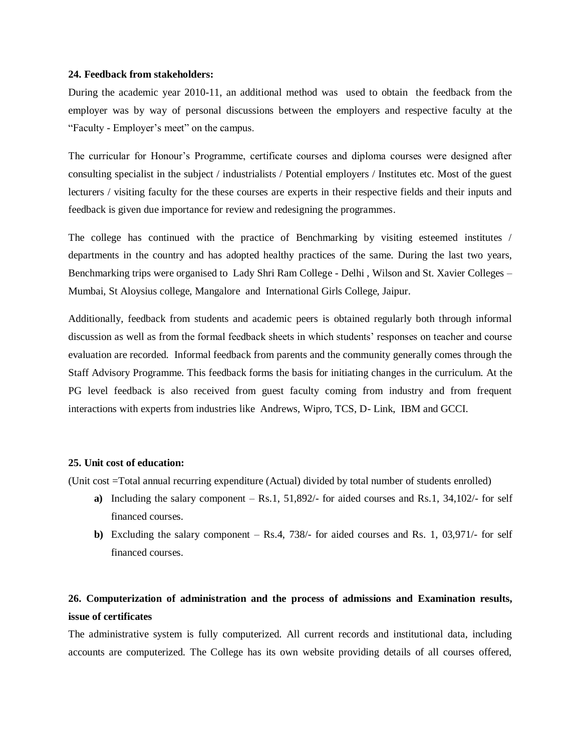**24. Feedback from stakeholders:**

During the academic year 2010-11, an additional method was used to obtain the feedback from the employer was by way of personal discussions between the employers and respective faculty at the "Faculty - Employer's meet" on the campus.

The curricular for Honour's Programme, certificate courses and diploma courses were designed after consulting specialist in the subject / industrialists / Potential employers / Institutes etc. Most of the guest lecturers / visiting faculty for the these courses are experts in their respective fields and their inputs and feedback is given due importance for review and redesigning the programmes.

The college has continued with the practice of Benchmarking by visiting esteemed institutes / departments in the country and has adopted healthy practices of the same. During the last two years, Benchmarking trips were organised to Lady Shri Ram College - Delhi , Wilson and St. Xavier Colleges – Mumbai, St Aloysius college, Mangalore and International Girls College, Jaipur.

Additionally, feedback from students and academic peers is obtained regularly both through informal discussion as well as from the formal feedback sheets in which students' responses on teacher and course evaluation are recorded. Informal feedback from parents and the community generally comes through the Staff Advisory Programme. This feedback forms the basis for initiating changes in the curriculum. At the PG level feedback is also received from guest faculty coming from industry and from frequent interactions with experts from industries like Andrews, Wipro, TCS, D- Link, IBM and GCCI.

**25. Unit cost of education:**

(Unit cost =Total annual recurring expenditure (Actual) divided by total number of students enrolled)

**a)** Including the salary component – Rs.1, 51,892/- for aided courses and Rs.1, 34,102/- for self financed courses.

**b)** Excluding the salary component – Rs.4, 738/- for aided courses and Rs. 1, 03,971/- for self financed courses.

**26. Computerization of administration and the process of admissions and Examination results, issue of certificates**

The administrative system is fully computerized. All current records and institutional data, including accounts are computerized. The College has its own website providing details of all courses offered,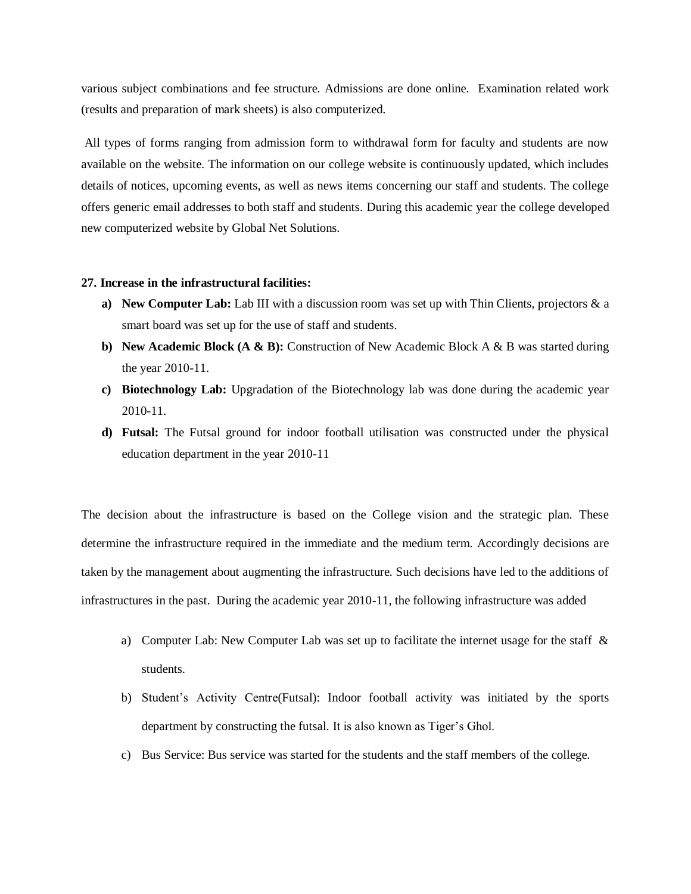various subject combinations and fee structure. Admissions are done online. Examination related work (results and preparation of mark sheets) is also computerized.

All types of forms ranging from admission form to withdrawal form for faculty and students are now available on the website. The information on our college website is continuously updated, which includes details of notices, upcoming events, as well as news items concerning our staff and students. The college offers generic email addresses to both staff and students. During this academic year the college developed new computerized website by Global Net Solutions.

**27. Increase in the infrastructural facilities:**

a) **New Computer Lab:** Lab III with a discussion room was set up with Thin Clients, projectors & a smart board was set up for the use of staff and students.
b) **New Academic Block (A & B):** Construction of New Academic Block A & B was started during the year 2010-11.
c) **Biotechnology Lab:** Upgradation of the Biotechnology lab was done during the academic year 2010-11.
d) **Futsal:** The Futsal ground for indoor football utilisation was constructed under the physical education department in the year 2010-11

The decision about the infrastructure is based on the College vision and the strategic plan. These determine the infrastructure required in the immediate and the medium term. Accordingly decisions are taken by the management about augmenting the infrastructure. Such decisions have led to the additions of infrastructures in the past. During the academic year 2010-11, the following infrastructure was added

a) Computer Lab: New Computer Lab was set up to facilitate the internet usage for the staff & students.
b) Student's Activity Centre(Futsal): Indoor football activity was initiated by the sports department by constructing the futsal. It is also known as Tiger's Ghol.
c) Bus Service: Bus service was started for the students and the staff members of the college.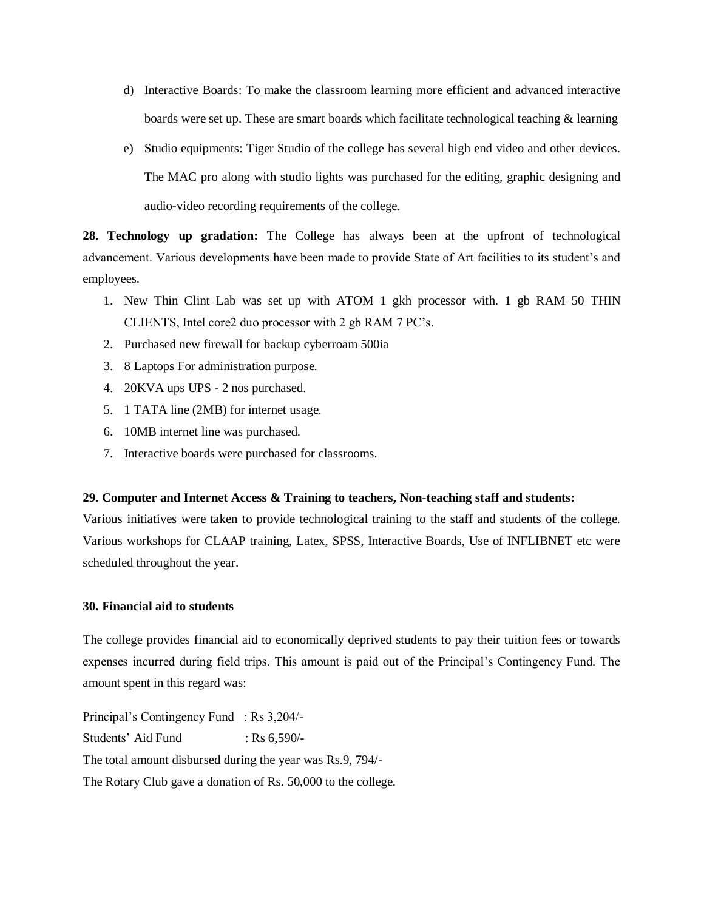d) Interactive Boards: To make the classroom learning more efficient and advanced interactive boards were set up. These are smart boards which facilitate technological teaching & learning

e) Studio equipments: Tiger Studio of the college has several high end video and other devices. The MAC pro along with studio lights was purchased for the editing, graphic designing and audio-video recording requirements of the college.

**28. Technology up gradation:** The College has always been at the upfront of technological advancement. Various developments have been made to provide State of Art facilities to its student's and employees.

1. New Thin Clint Lab was set up with ATOM 1 gkh processor with. 1 gb RAM 50 THIN CLIENTS, Intel core2 duo processor with 2 gb RAM 7 PC's.
2. Purchased new firewall for backup cyberroam 500ia
3. 8 Laptops For administration purpose.
4. 20KVA ups UPS - 2 nos purchased.
5. 1 TATA line (2MB) for internet usage.
6. 10MB internet line was purchased.
7. Interactive boards were purchased for classrooms.

**29. Computer and Internet Access & Training to teachers, Non-teaching staff and students:**
Various initiatives were taken to provide technological training to the staff and students of the college. Various workshops for CLAAP training, Latex, SPSS, Interactive Boards, Use of INFLIBNET etc were scheduled throughout the year.

**30. Financial aid to students**

The college provides financial aid to economically deprived students to pay their tuition fees or towards expenses incurred during field trips. This amount is paid out of the Principal's Contingency Fund. The amount spent in this regard was:

Principal's Contingency Fund : Rs 3,204/-
Students' Aid Fund : Rs 6,590/-
The total amount disbursed during the year was Rs.9, 794/-
The Rotary Club gave a donation of Rs. 50,000 to the college.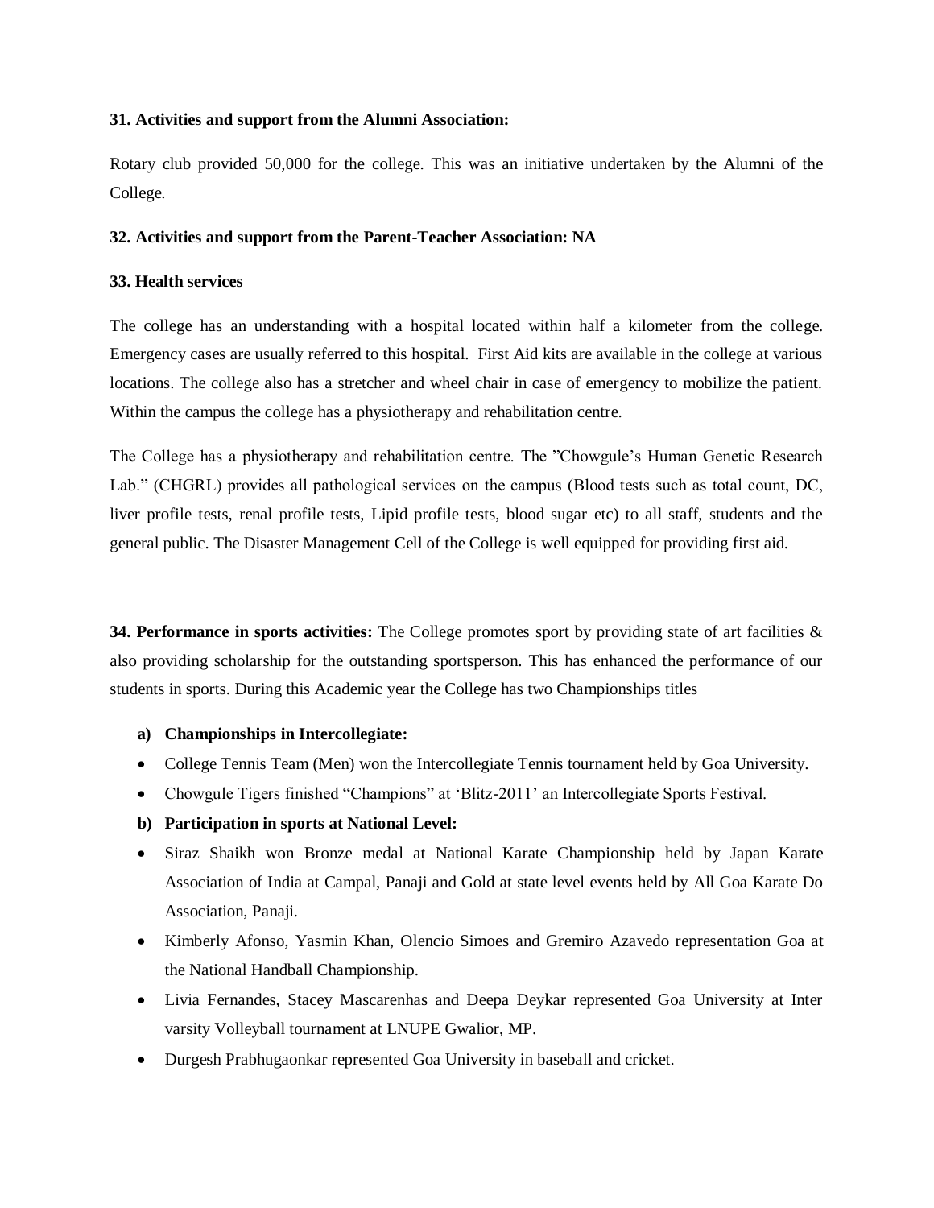**31. Activities and support from the Alumni Association:**

Rotary club provided 50,000 for the college. This was an initiative undertaken by the Alumni of the College.

**32. Activities and support from the Parent-Teacher Association: NA**

**33. Health services**

The college has an understanding with a hospital located within half a kilometer from the college. Emergency cases are usually referred to this hospital. First Aid kits are available in the college at various locations. The college also has a stretcher and wheel chair in case of emergency to mobilize the patient. Within the campus the college has a physiotherapy and rehabilitation centre.

The College has a physiotherapy and rehabilitation centre. The "Chowgule's Human Genetic Research Lab." (CHGRL) provides all pathological services on the campus (Blood tests such as total count, DC, liver profile tests, renal profile tests, Lipid profile tests, blood sugar etc) to all staff, students and the general public. The Disaster Management Cell of the College is well equipped for providing first aid.

**34. Performance in sports activities:** The College promotes sport by providing state of art facilities & also providing scholarship for the outstanding sportsperson. This has enhanced the performance of our students in sports. During this Academic year the College has two Championships titles

**a) Championships in Intercollegiate:**

- College Tennis Team (Men) won the Intercollegiate Tennis tournament held by Goa University.
- Chowgule Tigers finished "Champions" at 'Blitz-2011' an Intercollegiate Sports Festival.

**b) Participation in sports at National Level:**

- Siraz Shaikh won Bronze medal at National Karate Championship held by Japan Karate Association of India at Campal, Panaji and Gold at state level events held by All Goa Karate Do Association, Panaji.
- Kimberly Afonso, Yasmin Khan, Olencio Simoes and Gremiro Azavedo representation Goa at the National Handball Championship.
- Livia Fernandes, Stacey Mascarenhas and Deepa Deykar represented Goa University at Inter varsity Volleyball tournament at LNUPE Gwalior, MP.
- Durgesh Prabhugaonkar represented Goa University in baseball and cricket.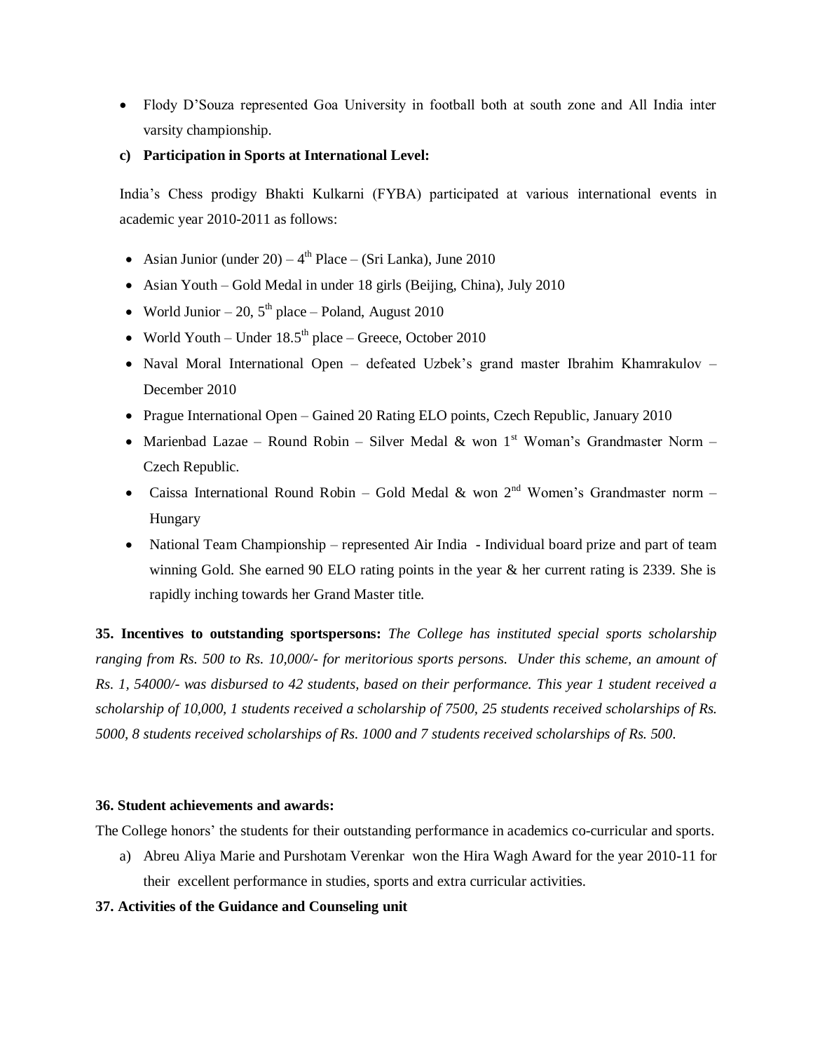- Flody D'Souza represented Goa University in football both at south zone and All India inter varsity championship.

**c) Participation in Sports at International Level:**

India's Chess prodigy Bhakti Kulkarni (FYBA) participated at various international events in academic year 2010-2011 as follows:

- Asian Junior (under 20) – 4th Place – (Sri Lanka), June 2010
- Asian Youth – Gold Medal in under 18 girls (Beijing, China), July 2010
- World Junior – 20, 5th place – Poland, August 2010
- World Youth – Under 18.5th place – Greece, October 2010
- Naval Moral International Open – defeated Uzbek's grand master Ibrahim Khamrakulov – December 2010
- Prague International Open – Gained 20 Rating ELO points, Czech Republic, January 2010
- Marienbad Lazae – Round Robin – Silver Medal & won 1st Woman's Grandmaster Norm – Czech Republic.
- Caissa International Round Robin – Gold Medal & won 2nd Women's Grandmaster norm – Hungary
- National Team Championship – represented Air India - Individual board prize and part of team winning Gold. She earned 90 ELO rating points in the year & her current rating is 2339. She is rapidly inching towards her Grand Master title.

**35. Incentives to outstanding sportspersons:** *The College has instituted special sports scholarship ranging from Rs. 500 to Rs. 10,000/- for meritorious sports persons. Under this scheme, an amount of Rs. 1, 54000/- was disbursed to 42 students, based on their performance. This year 1 student received a scholarship of 10,000, 1 students received a scholarship of 7500, 25 students received scholarships of Rs. 5000, 8 students received scholarships of Rs. 1000 and 7 students received scholarships of Rs. 500.*

**36. Student achievements and awards:**

The College honors' the students for their outstanding performance in academics co-curricular and sports.

a) Abreu Aliya Marie and Purshotam Verenkar won the Hira Wagh Award for the year 2010-11 for their excellent performance in studies, sports and extra curricular activities.

**37. Activities of the Guidance and Counseling unit**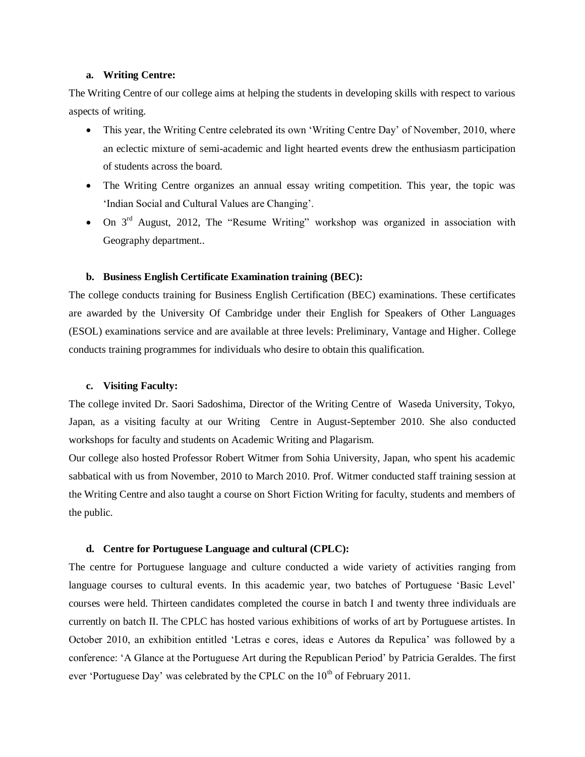a. **Writing Centre:**

The Writing Centre of our college aims at helping the students in developing skills with respect to various aspects of writing.

- This year, the Writing Centre celebrated its own 'Writing Centre Day' of November, 2010, where an eclectic mixture of semi-academic and light hearted events drew the enthusiasm participation of students across the board.
- The Writing Centre organizes an annual essay writing competition. This year, the topic was 'Indian Social and Cultural Values are Changing'.
- On 3rd August, 2012, The "Resume Writing" workshop was organized in association with Geography department..

b. **Business English Certificate Examination training (BEC):**

The college conducts training for Business English Certification (BEC) examinations. These certificates are awarded by the University Of Cambridge under their English for Speakers of Other Languages (ESOL) examinations service and are available at three levels: Preliminary, Vantage and Higher. College conducts training programmes for individuals who desire to obtain this qualification.

c. **Visiting Faculty:**

The college invited Dr. Saori Sadoshima, Director of the Writing Centre of Waseda University, Tokyo, Japan, as a visiting faculty at our Writing Centre in August-September 2010. She also conducted workshops for faculty and students on Academic Writing and Plagarism.

Our college also hosted Professor Robert Witmer from Sohia University, Japan, who spent his academic sabbatical with us from November, 2010 to March 2010. Prof. Witmer conducted staff training session at the Writing Centre and also taught a course on Short Fiction Writing for faculty, students and members of the public.

d. **Centre for Portuguese Language and cultural (CPLC):**

The centre for Portuguese language and culture conducted a wide variety of activities ranging from language courses to cultural events. In this academic year, two batches of Portuguese 'Basic Level' courses were held. Thirteen candidates completed the course in batch I and twenty three individuals are currently on batch II. The CPLC has hosted various exhibitions of works of art by Portuguese artistes. In October 2010, an exhibition entitled 'Letras e cores, ideas e Autores da Repulica' was followed by a conference: 'A Glance at the Portuguese Art during the Republican Period' by Patricia Geraldes. The first ever 'Portuguese Day' was celebrated by the CPLC on the 10th of February 2011.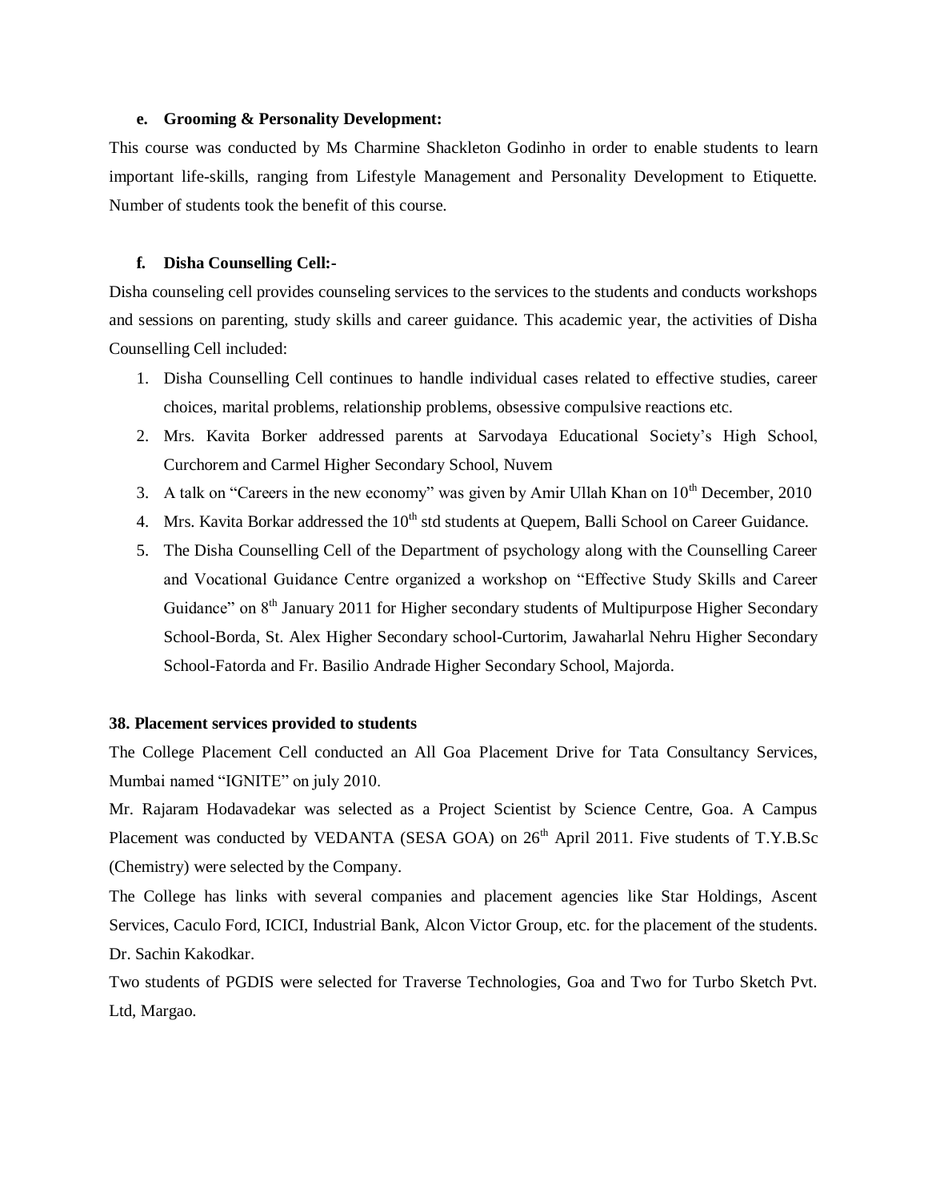**e. Grooming & Personality Development:**

This course was conducted by Ms Charmine Shackleton Godinho in order to enable students to learn important life-skills, ranging from Lifestyle Management and Personality Development to Etiquette. Number of students took the benefit of this course.

**f. Disha Counselling Cell:-**

Disha counseling cell provides counseling services to the services to the students and conducts workshops and sessions on parenting, study skills and career guidance. This academic year, the activities of Disha Counselling Cell included:

1. Disha Counselling Cell continues to handle individual cases related to effective studies, career choices, marital problems, relationship problems, obsessive compulsive reactions etc.
2. Mrs. Kavita Borker addressed parents at Sarvodaya Educational Society's High School, Curchorem and Carmel Higher Secondary School, Nuvem
3. A talk on "Careers in the new economy" was given by Amir Ullah Khan on 10th December, 2010
4. Mrs. Kavita Borkar addressed the 10th std students at Quepem, Balli School on Career Guidance.
5. The Disha Counselling Cell of the Department of psychology along with the Counselling Career and Vocational Guidance Centre organized a workshop on "Effective Study Skills and Career Guidance" on 8th January 2011 for Higher secondary students of Multipurpose Higher Secondary School-Borda, St. Alex Higher Secondary school-Curtorim, Jawaharlal Nehru Higher Secondary School-Fatorda and Fr. Basilio Andrade Higher Secondary School, Majorda.

**38. Placement services provided to students**

The College Placement Cell conducted an All Goa Placement Drive for Tata Consultancy Services, Mumbai named "IGNITE" on july 2010.

Mr. Rajaram Hodavadekar was selected as a Project Scientist by Science Centre, Goa. A Campus Placement was conducted by VEDANTA (SESA GOA) on 26th April 2011. Five students of T.Y.B.Sc (Chemistry) were selected by the Company.

The College has links with several companies and placement agencies like Star Holdings, Ascent Services, Caculo Ford, ICICI, Industrial Bank, Alcon Victor Group, etc. for the placement of the students. Dr. Sachin Kakodkar.

Two students of PGDIS were selected for Traverse Technologies, Goa and Two for Turbo Sketch Pvt. Ltd, Margao.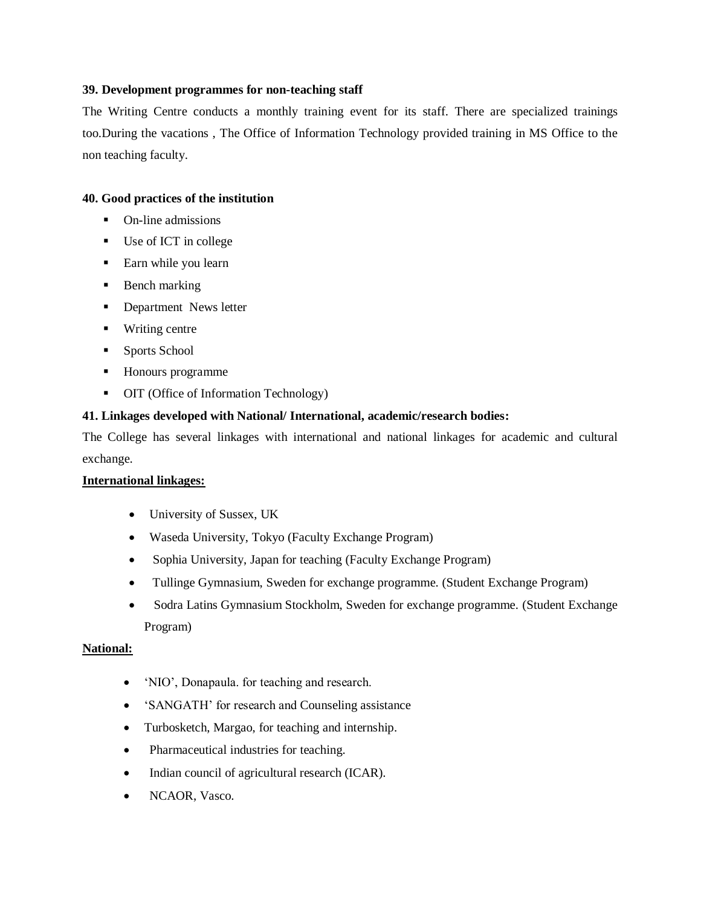**39. Development programmes for non-teaching staff**

The Writing Centre conducts a monthly training event for its staff. There are specialized trainings too.During the vacations , The Office of Information Technology provided training in MS Office to the non teaching faculty.

**40. Good practices of the institution**

- On-line admissions
- Use of ICT in college
- Earn while you learn
- Bench marking
- Department News letter
- Writing centre
- Sports School
- Honours programme
- OIT (Office of Information Technology)

**41. Linkages developed with National/ International, academic/research bodies:**

The College has several linkages with international and national linkages for academic and cultural exchange.

**International linkages:**

- University of Sussex, UK
- Waseda University, Tokyo (Faculty Exchange Program)
- Sophia University, Japan for teaching (Faculty Exchange Program)
- Tullinge Gymnasium, Sweden for exchange programme. (Student Exchange Program)
- Sodra Latins Gymnasium Stockholm, Sweden for exchange programme. (Student Exchange Program)

**National:**

- 'NIO', Donapaula. for teaching and research.
- 'SANGATH' for research and Counseling assistance
- Turbosketch, Margao, for teaching and internship.
- Pharmaceutical industries for teaching.
- Indian council of agricultural research (ICAR).
- NCAOR, Vasco.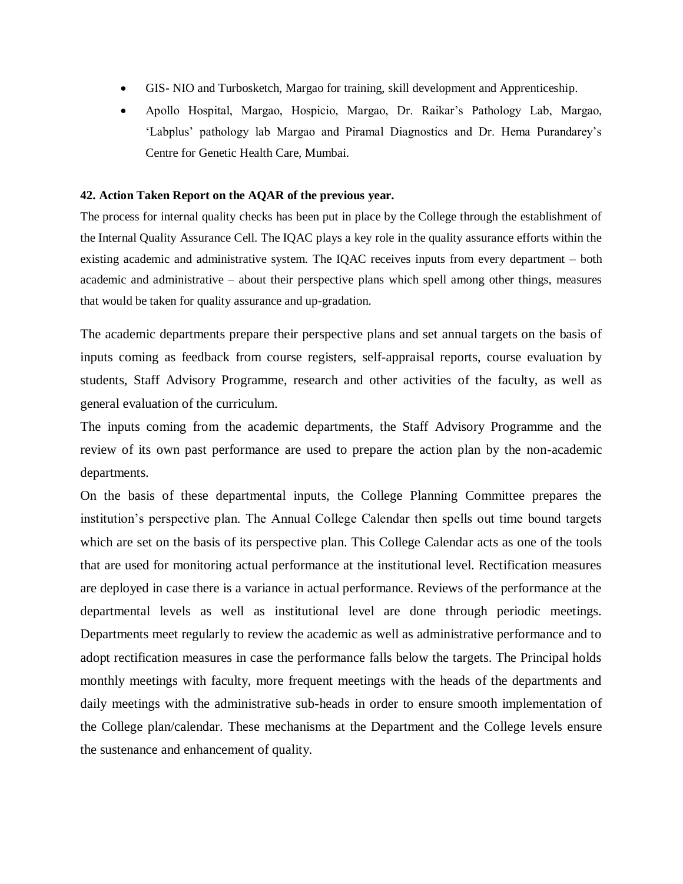- GIS- NIO and Turbosketch, Margao for training, skill development and Apprenticeship.
- Apollo Hospital, Margao, Hospicio, Margao, Dr. Raikar's Pathology Lab, Margao, 'Labplus' pathology lab Margao and Piramal Diagnostics and Dr. Hema Purandarey's Centre for Genetic Health Care, Mumbai.

**42. Action Taken Report on the AQAR of the previous year.**

The process for internal quality checks has been put in place by the College through the establishment of the Internal Quality Assurance Cell. The IQAC plays a key role in the quality assurance efforts within the existing academic and administrative system. The IQAC receives inputs from every department – both academic and administrative – about their perspective plans which spell among other things, measures that would be taken for quality assurance and up-gradation.

The academic departments prepare their perspective plans and set annual targets on the basis of inputs coming as feedback from course registers, self-appraisal reports, course evaluation by students, Staff Advisory Programme, research and other activities of the faculty, as well as general evaluation of the curriculum.

The inputs coming from the academic departments, the Staff Advisory Programme and the review of its own past performance are used to prepare the action plan by the non-academic departments.

On the basis of these departmental inputs, the College Planning Committee prepares the institution's perspective plan. The Annual College Calendar then spells out time bound targets which are set on the basis of its perspective plan. This College Calendar acts as one of the tools that are used for monitoring actual performance at the institutional level. Rectification measures are deployed in case there is a variance in actual performance. Reviews of the performance at the departmental levels as well as institutional level are done through periodic meetings. Departments meet regularly to review the academic as well as administrative performance and to adopt rectification measures in case the performance falls below the targets. The Principal holds monthly meetings with faculty, more frequent meetings with the heads of the departments and daily meetings with the administrative sub-heads in order to ensure smooth implementation of the College plan/calendar. These mechanisms at the Department and the College levels ensure the sustenance and enhancement of quality.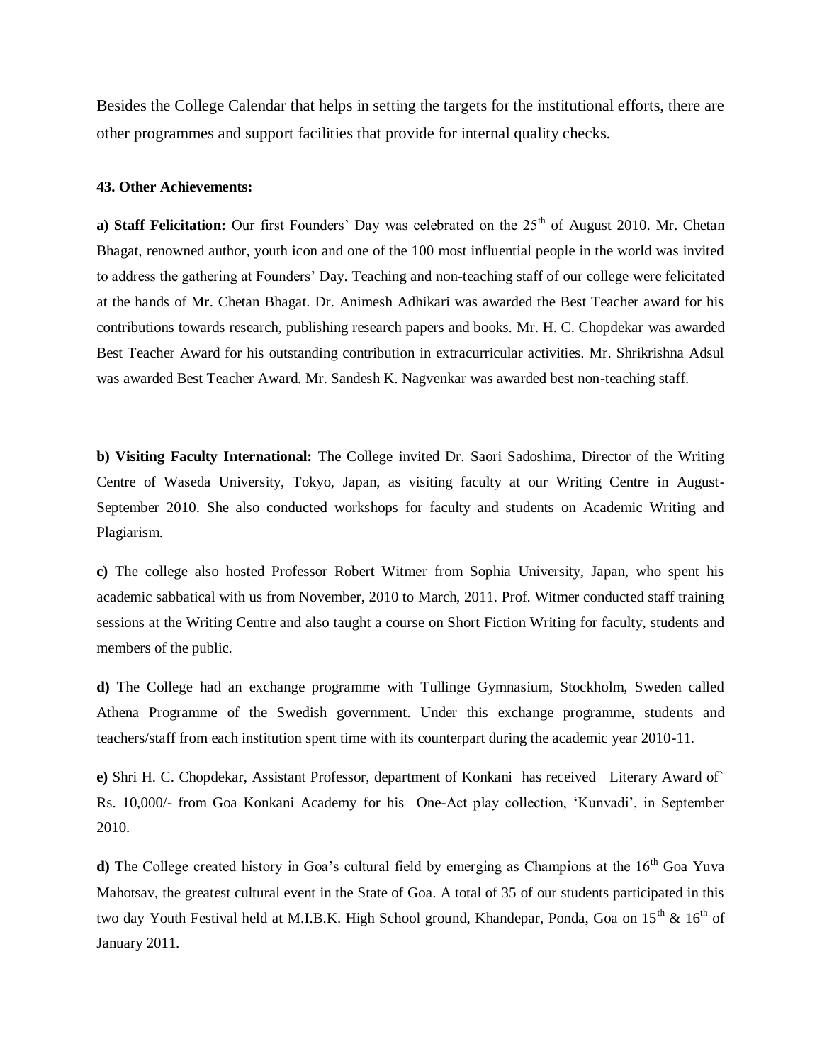Besides the College Calendar that helps in setting the targets for the institutional efforts, there are other programmes and support facilities that provide for internal quality checks.

**43. Other Achievements:**

**a) Staff Felicitation:** Our first Founders' Day was celebrated on the 25th of August 2010. Mr. Chetan Bhagat, renowned author, youth icon and one of the 100 most influential people in the world was invited to address the gathering at Founders' Day. Teaching and non-teaching staff of our college were felicitated at the hands of Mr. Chetan Bhagat. Dr. Animesh Adhikari was awarded the Best Teacher award for his contributions towards research, publishing research papers and books. Mr. H. C. Chopdekar was awarded Best Teacher Award for his outstanding contribution in extracurricular activities. Mr. Shrikrishna Adsul was awarded Best Teacher Award. Mr. Sandesh K. Nagvenkar was awarded best non-teaching staff.

**b) Visiting Faculty International:** The College invited Dr. Saori Sadoshima, Director of the Writing Centre of Waseda University, Tokyo, Japan, as visiting faculty at our Writing Centre in August-September 2010. She also conducted workshops for faculty and students on Academic Writing and Plagiarism.

**c)** The college also hosted Professor Robert Witmer from Sophia University, Japan, who spent his academic sabbatical with us from November, 2010 to March, 2011. Prof. Witmer conducted staff training sessions at the Writing Centre and also taught a course on Short Fiction Writing for faculty, students and members of the public.

**d)** The College had an exchange programme with Tullinge Gymnasium, Stockholm, Sweden called Athena Programme of the Swedish government. Under this exchange programme, students and teachers/staff from each institution spent time with its counterpart during the academic year 2010-11.

**e)** Shri H. C. Chopdekar, Assistant Professor, department of Konkani has received Literary Award of` Rs. 10,000/- from Goa Konkani Academy for his One-Act play collection, 'Kunvadi', in September 2010.

**d)** The College created history in Goa's cultural field by emerging as Champions at the 16th Goa Yuva Mahotsav, the greatest cultural event in the State of Goa. A total of 35 of our students participated in this two day Youth Festival held at M.I.B.K. High School ground, Khandepar, Ponda, Goa on 15th & 16th of January 2011.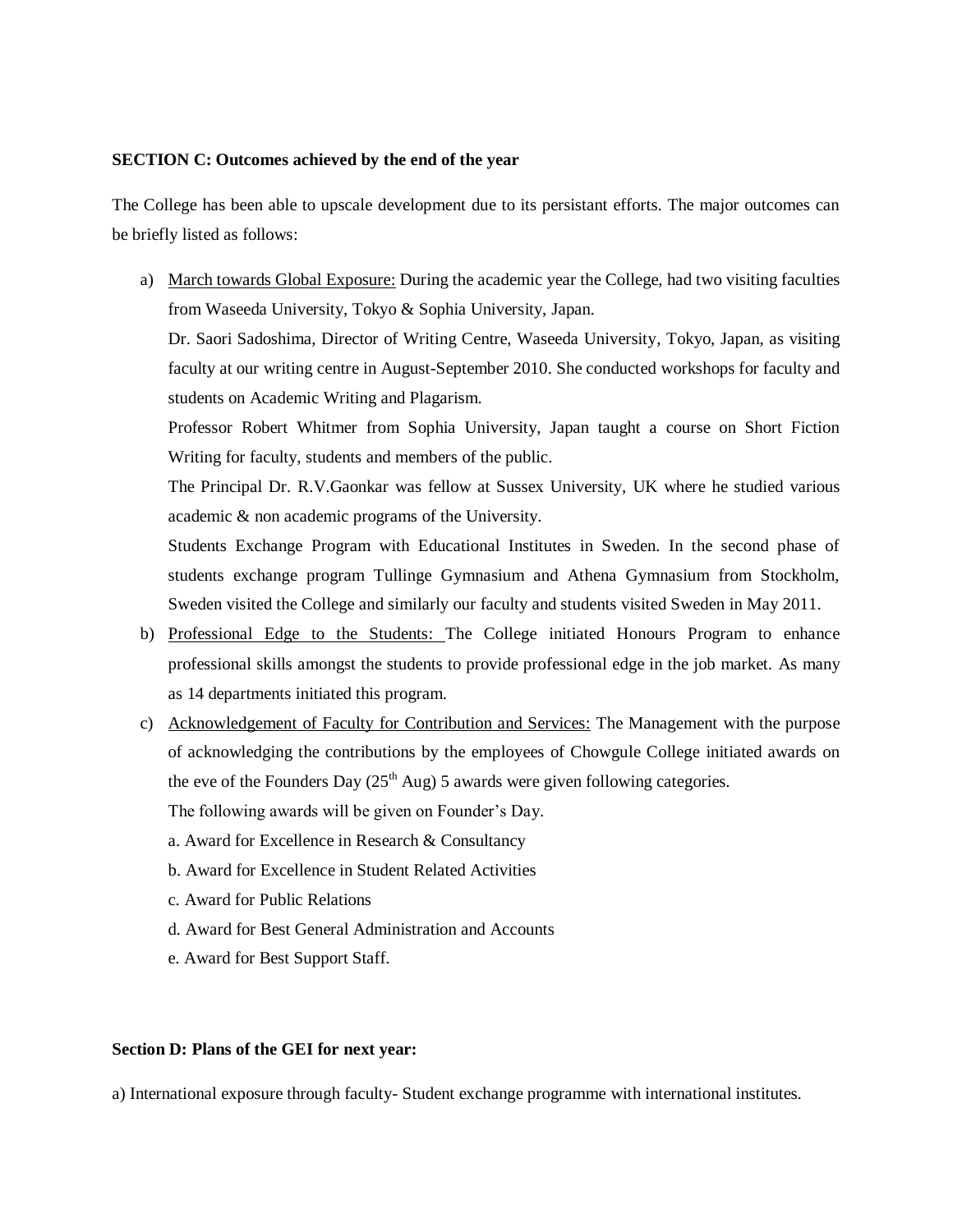**SECTION C: Outcomes achieved by the end of the year**

The College has been able to upscale development due to its persistant efforts. The major outcomes can be briefly listed as follows:

a) March towards Global Exposure: During the academic year the College, had two visiting faculties from Waseeda University, Tokyo & Sophia University, Japan.

   Dr. Saori Sadoshima, Director of Writing Centre, Waseeda University, Tokyo, Japan, as visiting faculty at our writing centre in August-September 2010. She conducted workshops for faculty and students on Academic Writing and Plagarism.

   Professor Robert Whitmer from Sophia University, Japan taught a course on Short Fiction Writing for faculty, students and members of the public.

   The Principal Dr. R.V.Gaonkar was fellow at Sussex University, UK where he studied various academic & non academic programs of the University.

   Students Exchange Program with Educational Institutes in Sweden. In the second phase of students exchange program Tullinge Gymnasium and Athena Gymnasium from Stockholm, Sweden visited the College and similarly our faculty and students visited Sweden in May 2011.

b) Professional Edge to the Students: The College initiated Honours Program to enhance professional skills amongst the students to provide professional edge in the job market. As many as 14 departments initiated this program.

c) Acknowledgement of Faculty for Contribution and Services: The Management with the purpose of acknowledging the contributions by the employees of Chowgule College initiated awards on the eve of the Founders Day (25th Aug) 5 awards were given following categories.

   The following awards will be given on Founder's Day.

   a. Award for Excellence in Research & Consultancy

   b. Award for Excellence in Student Related Activities

   c. Award for Public Relations

   d. Award for Best General Administration and Accounts

   e. Award for Best Support Staff.

**Section D: Plans of the GEI for next year:**

a) International exposure through faculty- Student exchange programme with international institutes.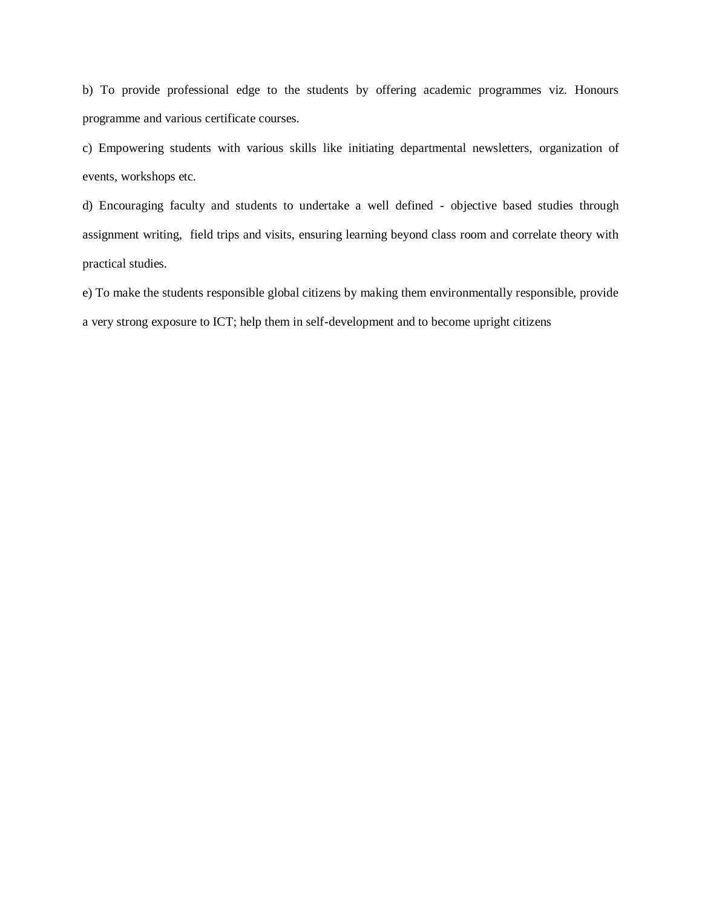b) To provide professional edge to the students by offering academic programmes viz. Honours programme and various certificate courses.

c) Empowering students with various skills like initiating departmental newsletters, organization of events, workshops etc.

d) Encouraging faculty and students to undertake a well defined - objective based studies through assignment writing, field trips and visits, ensuring learning beyond class room and correlate theory with practical studies.

e) To make the students responsible global citizens by making them environmentally responsible, provide a very strong exposure to ICT; help them in self-development and to become upright citizens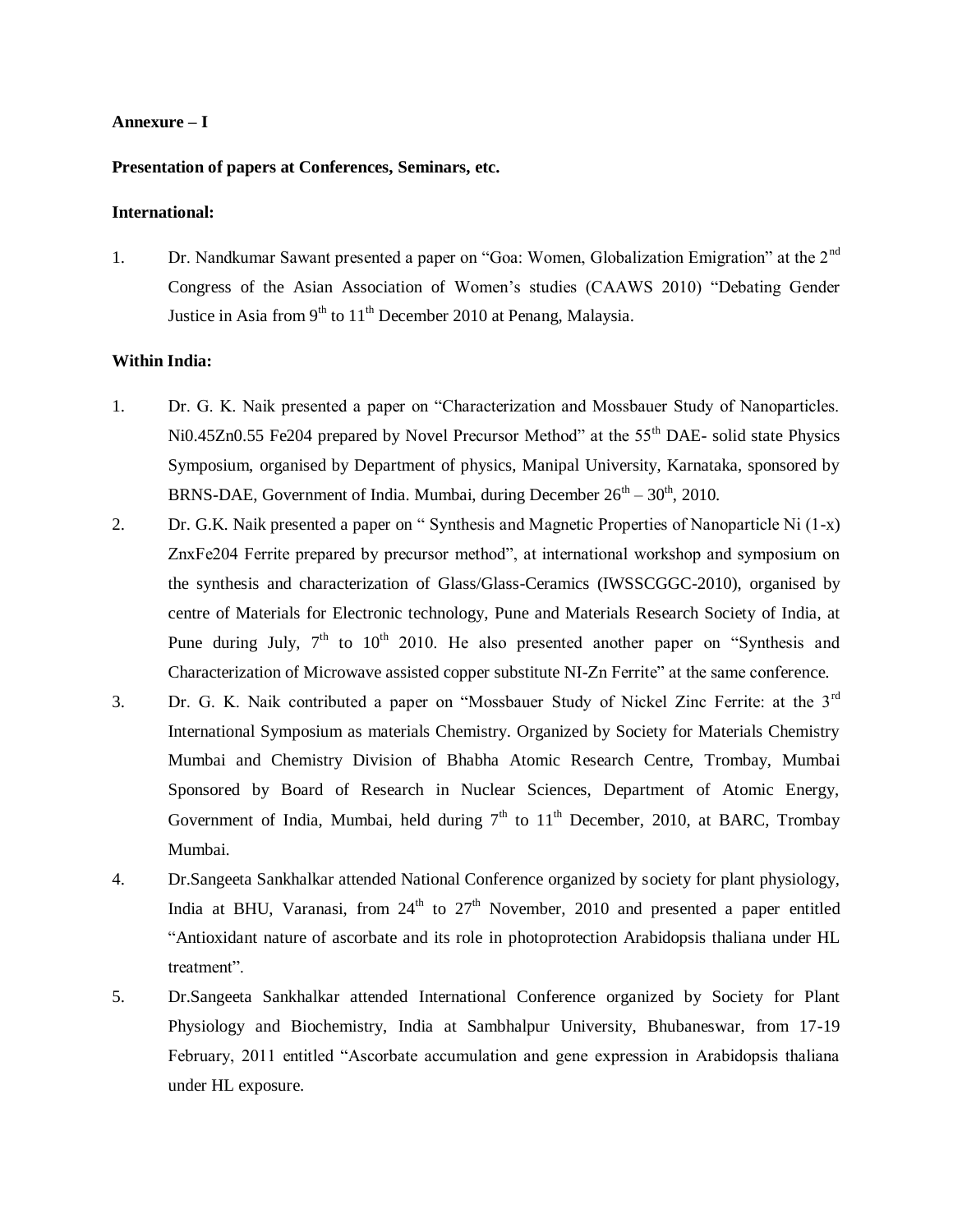**Annexure – I**

**Presentation of papers at Conferences, Seminars, etc.**

**International:**

1. Dr. Nandkumar Sawant presented a paper on "Goa: Women, Globalization Emigration" at the 2nd Congress of the Asian Association of Women's studies (CAAWS 2010) "Debating Gender Justice in Asia from 9th to 11th December 2010 at Penang, Malaysia.

**Within India:**

1. Dr. G. K. Naik presented a paper on "Characterization and Mossbauer Study of Nanoparticles. $Ni_{0.45}Zn_{0.55}Fe_2O_4$ prepared by Novel Precursor Method" at the 55th DAE- solid state Physics Symposium, organised by Department of physics, Manipal University, Karnataka, sponsored by BRNS-DAE, Government of India. Mumbai, during December 26th – 30th, 2010.
2. Dr. G.K. Naik presented a paper on " Synthesis and Magnetic Properties of Nanoparticle $Ni_{(1-x)}Zn_xFe_2O_4$ Ferrite prepared by precursor method", at international workshop and symposium on the synthesis and characterization of Glass/Glass-Ceramics (IWSSCGGC-2010), organised by centre of Materials for Electronic technology, Pune and Materials Research Society of India, at Pune during July, 7th to 10th 2010. He also presented another paper on "Synthesis and Characterization of Microwave assisted copper substitute NI-Zn Ferrite" at the same conference.
3. Dr. G. K. Naik contributed a paper on "Mossbauer Study of Nickel Zinc Ferrite: at the 3rd International Symposium as materials Chemistry. Organized by Society for Materials Chemistry Mumbai and Chemistry Division of Bhabha Atomic Research Centre, Trombay, Mumbai Sponsored by Board of Research in Nuclear Sciences, Department of Atomic Energy, Government of India, Mumbai, held during 7th to 11th December, 2010, at BARC, Trombay Mumbai.
4. Dr.Sangeeta Sankhalkar attended National Conference organized by society for plant physiology, India at BHU, Varanasi, from 24th to 27th November, 2010 and presented a paper entitled "Antioxidant nature of ascorbate and its role in photoprotection Arabidopsis thaliana under HL treatment".
5. Dr.Sangeeta Sankhalkar attended International Conference organized by Society for Plant Physiology and Biochemistry, India at Sambhalpur University, Bhubaneswar, from 17-19 February, 2011 entitled "Ascorbate accumulation and gene expression in Arabidopsis thaliana under HL exposure.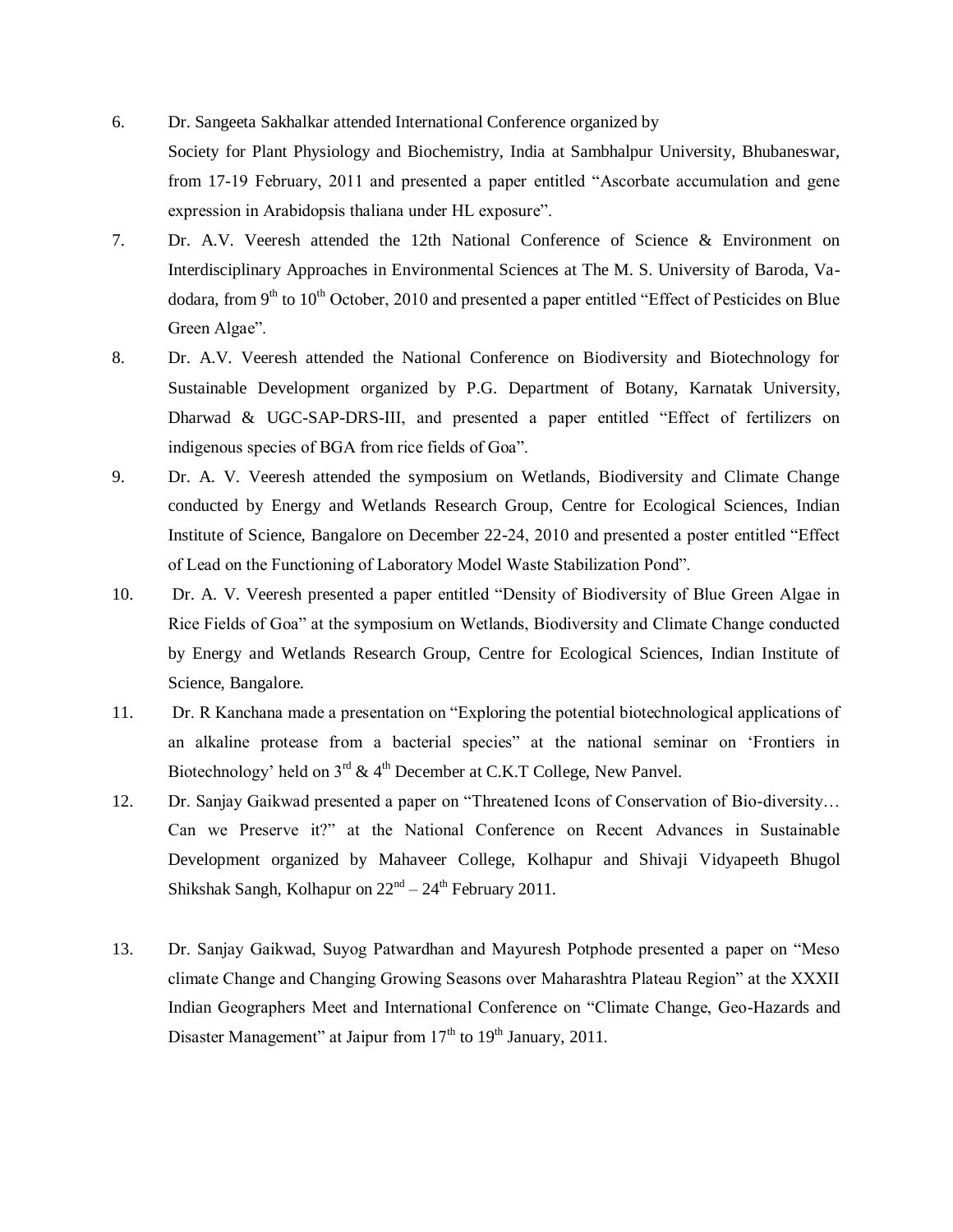6. Dr. Sangeeta Sakhalkar attended International Conference organized by Society for Plant Physiology and Biochemistry, India at Sambhalpur University, Bhubaneswar, from 17-19 February, 2011 and presented a paper entitled "Ascorbate accumulation and gene expression in Arabidopsis thaliana under HL exposure".

7. Dr. A.V. Veeresh attended the 12th National Conference of Science & Environment on Interdisciplinary Approaches in Environmental Sciences at The M. S. University of Baroda, Vadodara, from 9th to 10th October, 2010 and presented a paper entitled "Effect of Pesticides on Blue Green Algae".

8. Dr. A.V. Veeresh attended the National Conference on Biodiversity and Biotechnology for Sustainable Development organized by P.G. Department of Botany, Karnatak University, Dharwad & UGC-SAP-DRS-III, and presented a paper entitled "Effect of fertilizers on indigenous species of BGA from rice fields of Goa".

9. Dr. A. V. Veeresh attended the symposium on Wetlands, Biodiversity and Climate Change conducted by Energy and Wetlands Research Group, Centre for Ecological Sciences, Indian Institute of Science, Bangalore on December 22-24, 2010 and presented a poster entitled "Effect of Lead on the Functioning of Laboratory Model Waste Stabilization Pond".

10. Dr. A. V. Veeresh presented a paper entitled "Density of Biodiversity of Blue Green Algae in Rice Fields of Goa" at the symposium on Wetlands, Biodiversity and Climate Change conducted by Energy and Wetlands Research Group, Centre for Ecological Sciences, Indian Institute of Science, Bangalore.

11. Dr. R Kanchana made a presentation on "Exploring the potential biotechnological applications of an alkaline protease from a bacterial species" at the national seminar on 'Frontiers in Biotechnology' held on 3rd & 4th December at C.K.T College, New Panvel.

12. Dr. Sanjay Gaikwad presented a paper on "Threatened Icons of Conservation of Bio-diversity… Can we Preserve it?" at the National Conference on Recent Advances in Sustainable Development organized by Mahaveer College, Kolhapur and Shivaji Vidyapeeth Bhugol Shikshak Sangh, Kolhapur on 22nd – 24th February 2011.

13. Dr. Sanjay Gaikwad, Suyog Patwardhan and Mayuresh Potphode presented a paper on "Meso climate Change and Changing Growing Seasons over Maharashtra Plateau Region" at the XXXII Indian Geographers Meet and International Conference on "Climate Change, Geo-Hazards and Disaster Management" at Jaipur from 17th to 19th January, 2011.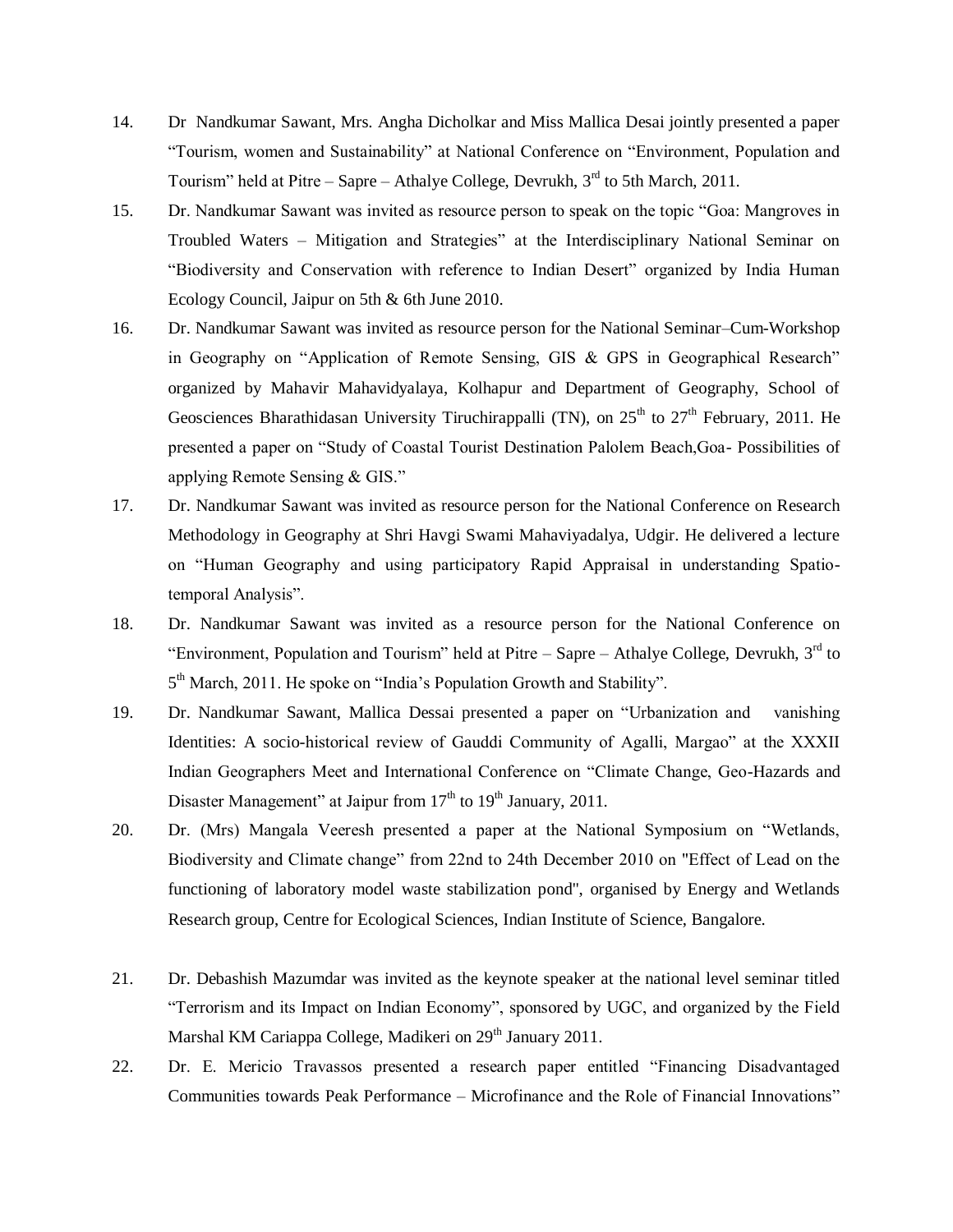14. Dr Nandkumar Sawant, Mrs. Angha Dicholkar and Miss Mallica Desai jointly presented a paper "Tourism, women and Sustainability" at National Conference on "Environment, Population and Tourism" held at Pitre – Sapre – Athalye College, Devrukh, 3rd to 5th March, 2011.

15. Dr. Nandkumar Sawant was invited as resource person to speak on the topic "Goa: Mangroves in Troubled Waters – Mitigation and Strategies" at the Interdisciplinary National Seminar on "Biodiversity and Conservation with reference to Indian Desert" organized by India Human Ecology Council, Jaipur on 5th & 6th June 2010.

16. Dr. Nandkumar Sawant was invited as resource person for the National Seminar–Cum-Workshop in Geography on "Application of Remote Sensing, GIS & GPS in Geographical Research" organized by Mahavir Mahavidyalaya, Kolhapur and Department of Geography, School of Geosciences Bharathidasan University Tiruchirappalli (TN), on 25th to 27th February, 2011. He presented a paper on "Study of Coastal Tourist Destination Palolem Beach,Goa- Possibilities of applying Remote Sensing & GIS."

17. Dr. Nandkumar Sawant was invited as resource person for the National Conference on Research Methodology in Geography at Shri Havgi Swami Mahaviyadalya, Udgir. He delivered a lecture on "Human Geography and using participatory Rapid Appraisal in understanding Spatio-temporal Analysis".

18. Dr. Nandkumar Sawant was invited as a resource person for the National Conference on "Environment, Population and Tourism" held at Pitre – Sapre – Athalye College, Devrukh, 3rd to 5th March, 2011. He spoke on "India's Population Growth and Stability".

19. Dr. Nandkumar Sawant, Mallica Dessai presented a paper on "Urbanization and vanishing Identities: A socio-historical review of Gauddi Community of Agalli, Margao" at the XXXII Indian Geographers Meet and International Conference on "Climate Change, Geo-Hazards and Disaster Management" at Jaipur from 17th to 19th January, 2011.

20. Dr. (Mrs) Mangala Veeresh presented a paper at the National Symposium on "Wetlands, Biodiversity and Climate change" from 22nd to 24th December 2010 on "Effect of Lead on the functioning of laboratory model waste stabilization pond", organised by Energy and Wetlands Research group, Centre for Ecological Sciences, Indian Institute of Science, Bangalore.

21. Dr. Debashish Mazumdar was invited as the keynote speaker at the national level seminar titled "Terrorism and its Impact on Indian Economy", sponsored by UGC, and organized by the Field Marshal KM Cariappa College, Madikeri on 29th January 2011.

22. Dr. E. Mericio Travassos presented a research paper entitled "Financing Disadvantaged Communities towards Peak Performance – Microfinance and the Role of Financial Innovations"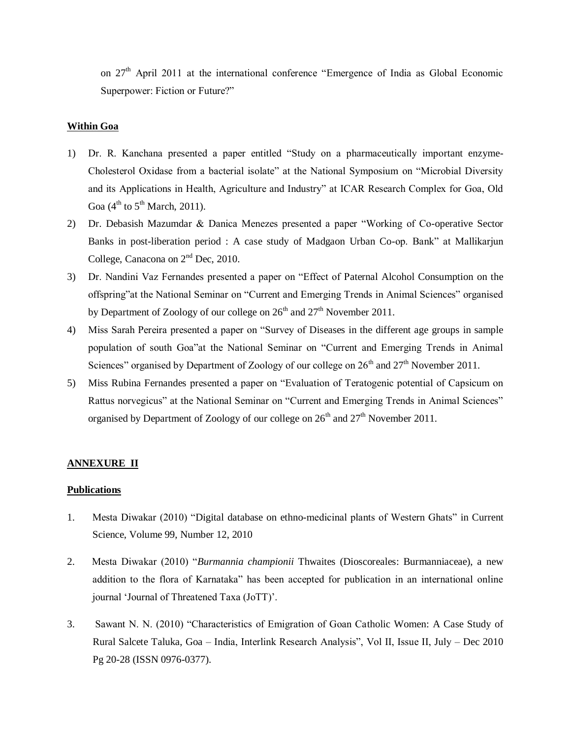on 27th April 2011 at the international conference "Emergence of India as Global Economic Superpower: Fiction or Future?"

**Within Goa**

1) Dr. R. Kanchana presented a paper entitled "Study on a pharmaceutically important enzyme-Cholesterol Oxidase from a bacterial isolate" at the National Symposium on "Microbial Diversity and its Applications in Health, Agriculture and Industry" at ICAR Research Complex for Goa, Old Goa (4th to 5th March, 2011).
2) Dr. Debasish Mazumdar & Danica Menezes presented a paper "Working of Co-operative Sector Banks in post-liberation period : A case study of Madgaon Urban Co-op. Bank" at Mallikarjun College, Canacona on 2nd Dec, 2010.
3) Dr. Nandini Vaz Fernandes presented a paper on "Effect of Paternal Alcohol Consumption on the offspring"at the National Seminar on "Current and Emerging Trends in Animal Sciences" organised by Department of Zoology of our college on 26th and 27th November 2011.
4) Miss Sarah Pereira presented a paper on "Survey of Diseases in the different age groups in sample population of south Goa"at the National Seminar on "Current and Emerging Trends in Animal Sciences" organised by Department of Zoology of our college on 26th and 27th November 2011.
5) Miss Rubina Fernandes presented a paper on "Evaluation of Teratogenic potential of Capsicum on Rattus norvegicus" at the National Seminar on "Current and Emerging Trends in Animal Sciences" organised by Department of Zoology of our college on 26th and 27th November 2011.

**ANNEXURE II**

**Publications**

1. Mesta Diwakar (2010) "Digital database on ethno-medicinal plants of Western Ghats" in Current Science, Volume 99, Number 12, 2010

2. Mesta Diwakar (2010) "*Burmannia championii* Thwaites (Dioscoreales: Burmanniaceae), a new addition to the flora of Karnataka" has been accepted for publication in an international online journal 'Journal of Threatened Taxa (JoTT)'.

3. Sawant N. N. (2010) "Characteristics of Emigration of Goan Catholic Women: A Case Study of Rural Salcete Taluka, Goa – India, Interlink Research Analysis", Vol II, Issue II, July – Dec 2010 Pg 20-28 (ISSN 0976-0377).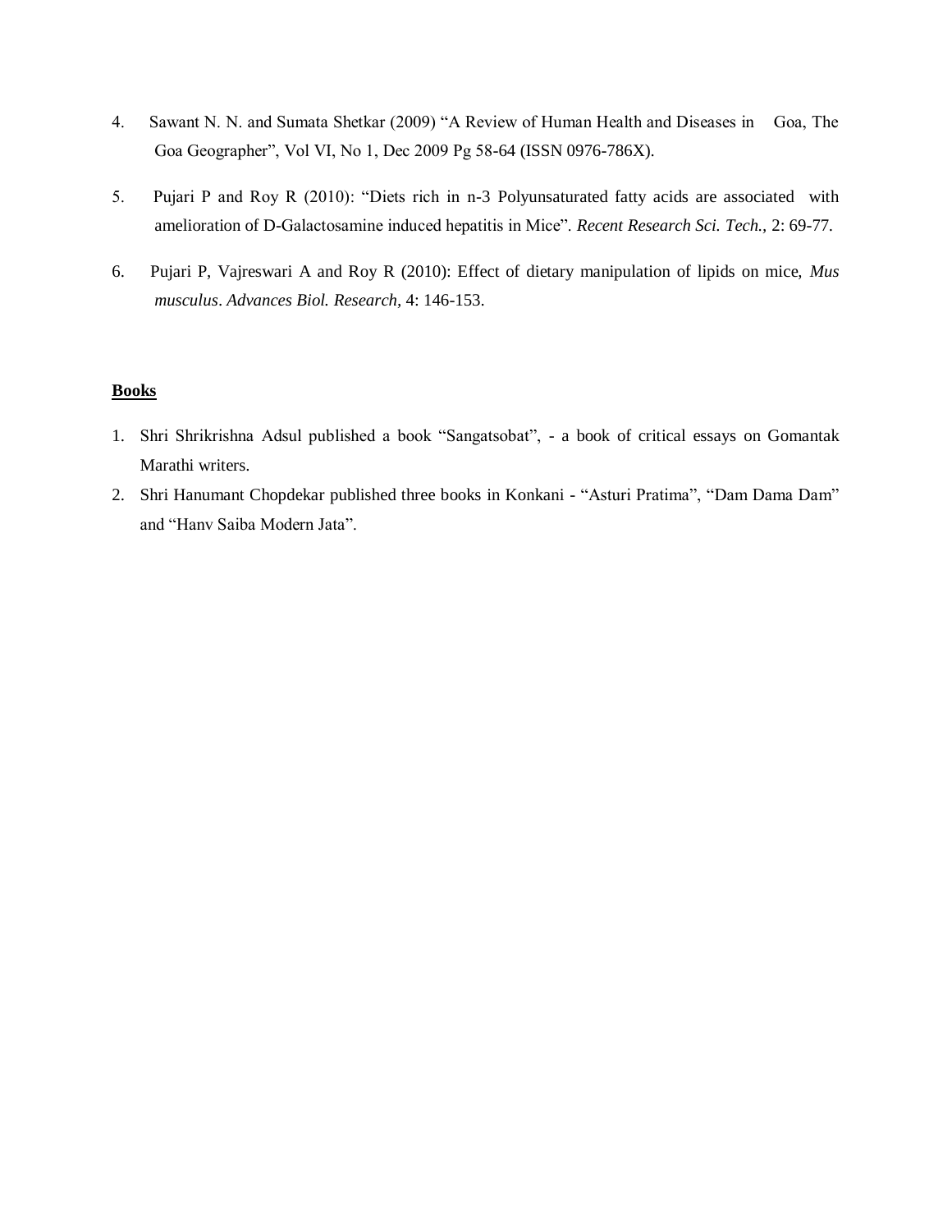4. Sawant N. N. and Sumata Shetkar (2009) "A Review of Human Health and Diseases in Goa, The Goa Geographer", Vol VI, No 1, Dec 2009 Pg 58-64 (ISSN 0976-786X).

5. Pujari P and Roy R (2010): "Diets rich in n-3 Polyunsaturated fatty acids are associated with amelioration of D-Galactosamine induced hepatitis in Mice". *Recent Research Sci. Tech.,* 2: 69-77.

6. Pujari P, Vajreswari A and Roy R (2010): Effect of dietary manipulation of lipids on mice, *Mus musculus*. *Advances Biol. Research,* 4: 146-153.

**Books**

1. Shri Shrikrishna Adsul published a book "Sangatsobat", - a book of critical essays on Gomantak Marathi writers.
2. Shri Hanumant Chopdekar published three books in Konkani - "Asturi Pratima", "Dam Dama Dam" and "Hanv Saiba Modern Jata".